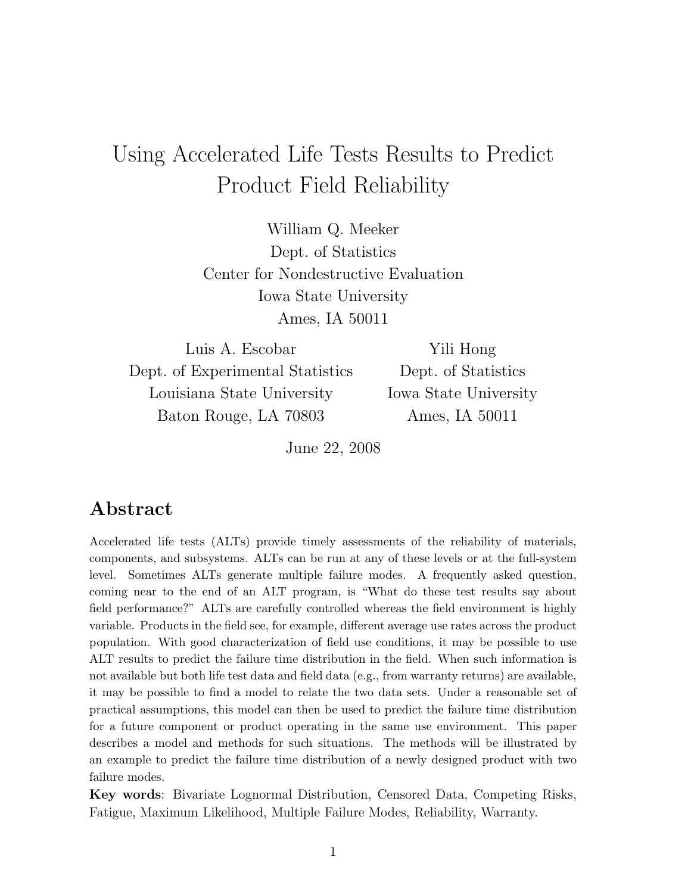# Using Accelerated Life Tests Results to Predict Product Field Reliability

William Q. Meeker
Dept. of Statistics
Center for Nondestructive Evaluation
Iowa State University
Ames, IA 50011

Luis A. Escobar
Dept. of Experimental Statistics
Louisiana State University
Baton Rouge, LA 70803

Yili Hong
Dept. of Statistics
Iowa State University
Ames, IA 50011

June 22, 2008

## Abstract

Accelerated life tests (ALTs) provide timely assessments of the reliability of materials, components, and subsystems. ALTs can be run at any of these levels or at the full-system level. Sometimes ALTs generate multiple failure modes. A frequently asked question, coming near to the end of an ALT program, is "What do these test results say about field performance?" ALTs are carefully controlled whereas the field environment is highly variable. Products in the field see, for example, different average use rates across the product population. With good characterization of field use conditions, it may be possible to use ALT results to predict the failure time distribution in the field. When such information is not available but both life test data and field data (e.g., from warranty returns) are available, it may be possible to find a model to relate the two data sets. Under a reasonable set of practical assumptions, this model can then be used to predict the failure time distribution for a future component or product operating in the same use environment. This paper describes a model and methods for such situations. The methods will be illustrated by an example to predict the failure time distribution of a newly designed product with two failure modes.

**Key words**: Bivariate Lognormal Distribution, Censored Data, Competing Risks, Fatigue, Maximum Likelihood, Multiple Failure Modes, Reliability, Warranty.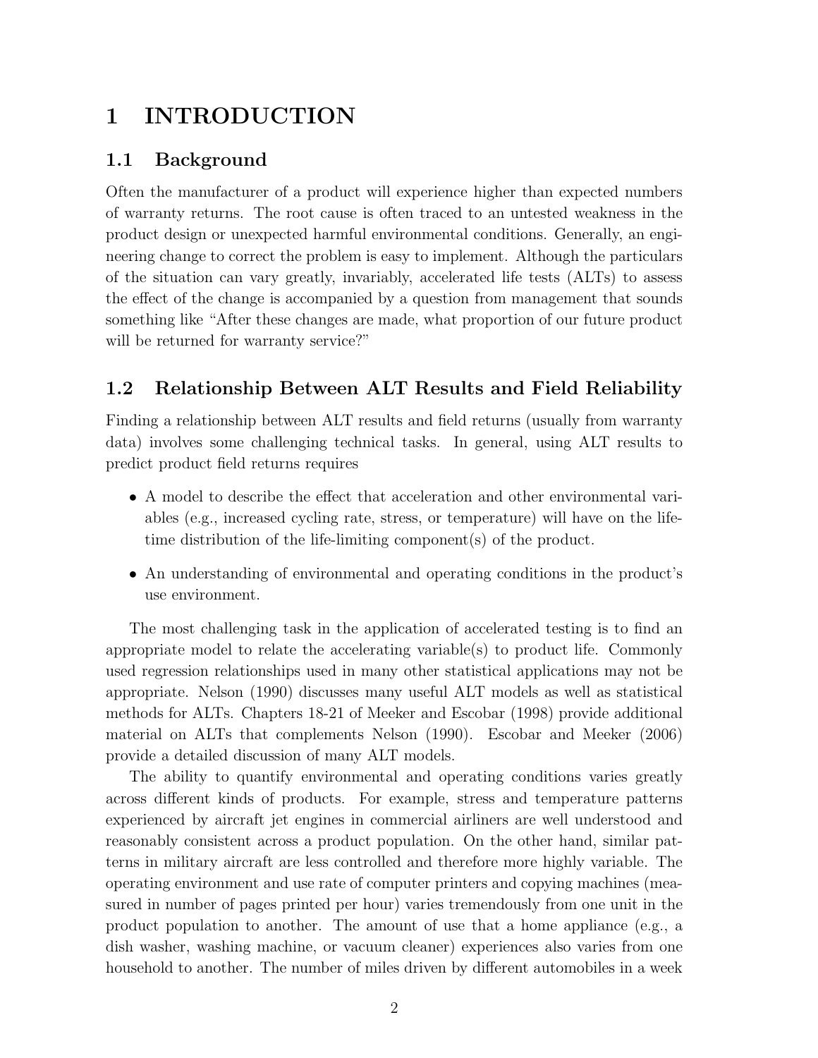# 1 INTRODUCTION

## 1.1 Background

Often the manufacturer of a product will experience higher than expected numbers of warranty returns. The root cause is often traced to an untested weakness in the product design or unexpected harmful environmental conditions. Generally, an engineering change to correct the problem is easy to implement. Although the particulars of the situation can vary greatly, invariably, accelerated life tests (ALTs) to assess the effect of the change is accompanied by a question from management that sounds something like "After these changes are made, what proportion of our future product will be returned for warranty service?"

## 1.2 Relationship Between ALT Results and Field Reliability

Finding a relationship between ALT results and field returns (usually from warranty data) involves some challenging technical tasks. In general, using ALT results to predict product field returns requires

- A model to describe the effect that acceleration and other environmental variables (e.g., increased cycling rate, stress, or temperature) will have on the lifetime distribution of the life-limiting component(s) of the product.
- An understanding of environmental and operating conditions in the product's use environment.

The most challenging task in the application of accelerated testing is to find an appropriate model to relate the accelerating variable(s) to product life. Commonly used regression relationships used in many other statistical applications may not be appropriate. Nelson (1990) discusses many useful ALT models as well as statistical methods for ALTs. Chapters 18-21 of Meeker and Escobar (1998) provide additional material on ALTs that complements Nelson (1990). Escobar and Meeker (2006) provide a detailed discussion of many ALT models.

The ability to quantify environmental and operating conditions varies greatly across different kinds of products. For example, stress and temperature patterns experienced by aircraft jet engines in commercial airliners are well understood and reasonably consistent across a product population. On the other hand, similar patterns in military aircraft are less controlled and therefore more highly variable. The operating environment and use rate of computer printers and copying machines (measured in number of pages printed per hour) varies tremendously from one unit in the product population to another. The amount of use that a home appliance (e.g., a dish washer, washing machine, or vacuum cleaner) experiences also varies from one household to another. The number of miles driven by different automobiles in a week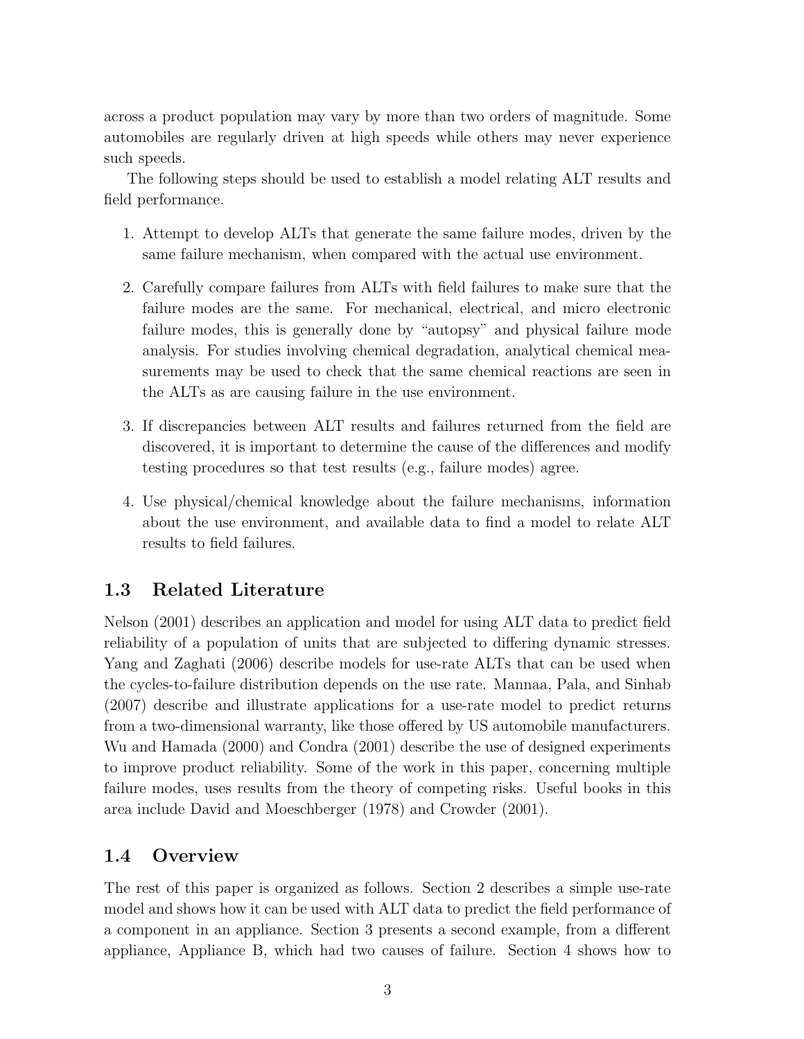across a product population may vary by more than two orders of magnitude. Some automobiles are regularly driven at high speeds while others may never experience such speeds.

The following steps should be used to establish a model relating ALT results and field performance.

1. Attempt to develop ALTs that generate the same failure modes, driven by the same failure mechanism, when compared with the actual use environment.

2. Carefully compare failures from ALTs with field failures to make sure that the failure modes are the same. For mechanical, electrical, and micro electronic failure modes, this is generally done by "autopsy" and physical failure mode analysis. For studies involving chemical degradation, analytical chemical measurements may be used to check that the same chemical reactions are seen in the ALTs as are causing failure in the use environment.

3. If discrepancies between ALT results and failures returned from the field are discovered, it is important to determine the cause of the differences and modify testing procedures so that test results (e.g., failure modes) agree.

4. Use physical/chemical knowledge about the failure mechanisms, information about the use environment, and available data to find a model to relate ALT results to field failures.

## 1.3 Related Literature

Nelson (2001) describes an application and model for using ALT data to predict field reliability of a population of units that are subjected to differing dynamic stresses. Yang and Zaghati (2006) describe models for use-rate ALTs that can be used when the cycles-to-failure distribution depends on the use rate. Mannaa, Pala, and Sinhab (2007) describe and illustrate applications for a use-rate model to predict returns from a two-dimensional warranty, like those offered by US automobile manufacturers. Wu and Hamada (2000) and Condra (2001) describe the use of designed experiments to improve product reliability. Some of the work in this paper, concerning multiple failure modes, uses results from the theory of competing risks. Useful books in this area include David and Moeschberger (1978) and Crowder (2001).

## 1.4 Overview

The rest of this paper is organized as follows. Section 2 describes a simple use-rate model and shows how it can be used with ALT data to predict the field performance of a component in an appliance. Section 3 presents a second example, from a different appliance, Appliance B, which had two causes of failure. Section 4 shows how to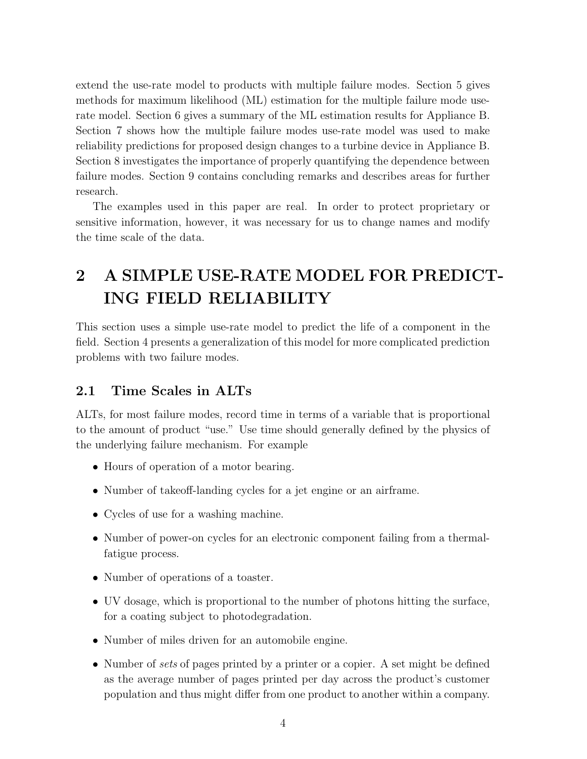extend the use-rate model to products with multiple failure modes. Section 5 gives methods for maximum likelihood (ML) estimation for the multiple failure mode use-rate model. Section 6 gives a summary of the ML estimation results for Appliance B. Section 7 shows how the multiple failure modes use-rate model was used to make reliability predictions for proposed design changes to a turbine device in Appliance B. Section 8 investigates the importance of properly quantifying the dependence between failure modes. Section 9 contains concluding remarks and describes areas for further research.

The examples used in this paper are real. In order to protect proprietary or sensitive information, however, it was necessary for us to change names and modify the time scale of the data.

# 2 A SIMPLE USE-RATE MODEL FOR PREDICTING FIELD RELIABILITY

This section uses a simple use-rate model to predict the life of a component in the field. Section 4 presents a generalization of this model for more complicated prediction problems with two failure modes.

## 2.1 Time Scales in ALTs

ALTs, for most failure modes, record time in terms of a variable that is proportional to the amount of product "use." Use time should generally defined by the physics of the underlying failure mechanism. For example

- Hours of operation of a motor bearing.
- Number of takeoff-landing cycles for a jet engine or an airframe.
- Cycles of use for a washing machine.
- Number of power-on cycles for an electronic component failing from a thermal-fatigue process.
- Number of operations of a toaster.
- UV dosage, which is proportional to the number of photons hitting the surface, for a coating subject to photodegradation.
- Number of miles driven for an automobile engine.
- Number of *sets* of pages printed by a printer or a copier. A set might be defined as the average number of pages printed per day across the product's customer population and thus might differ from one product to another within a company.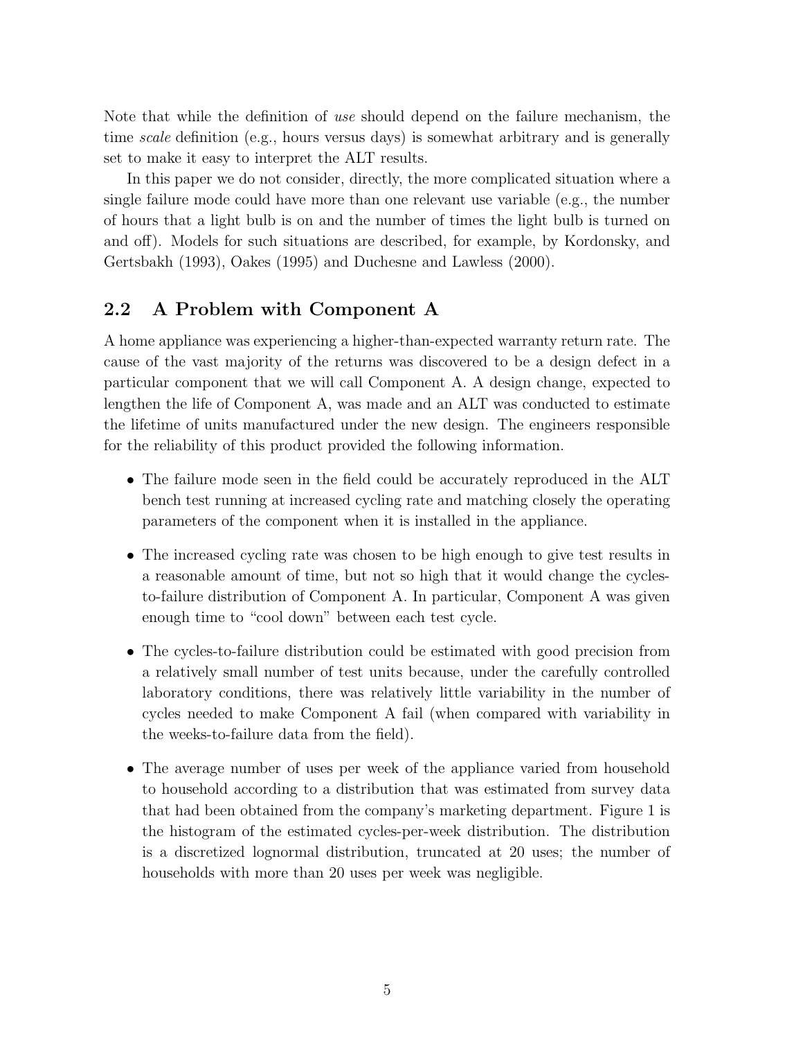Note that while the definition of *use* should depend on the failure mechanism, the time *scale* definition (e.g., hours versus days) is somewhat arbitrary and is generally set to make it easy to interpret the ALT results.

In this paper we do not consider, directly, the more complicated situation where a single failure mode could have more than one relevant use variable (e.g., the number of hours that a light bulb is on and the number of times the light bulb is turned on and off). Models for such situations are described, for example, by Kordonsky, and Gertsbakh (1993), Oakes (1995) and Duchesne and Lawless (2000).

## 2.2 A Problem with Component A

A home appliance was experiencing a higher-than-expected warranty return rate. The cause of the vast majority of the returns was discovered to be a design defect in a particular component that we will call Component A. A design change, expected to lengthen the life of Component A, was made and an ALT was conducted to estimate the lifetime of units manufactured under the new design. The engineers responsible for the reliability of this product provided the following information.

- The failure mode seen in the field could be accurately reproduced in the ALT bench test running at increased cycling rate and matching closely the operating parameters of the component when it is installed in the appliance.
- The increased cycling rate was chosen to be high enough to give test results in a reasonable amount of time, but not so high that it would change the cycles-to-failure distribution of Component A. In particular, Component A was given enough time to "cool down" between each test cycle.
- The cycles-to-failure distribution could be estimated with good precision from a relatively small number of test units because, under the carefully controlled laboratory conditions, there was relatively little variability in the number of cycles needed to make Component A fail (when compared with variability in the weeks-to-failure data from the field).
- The average number of uses per week of the appliance varied from household to household according to a distribution that was estimated from survey data that had been obtained from the company's marketing department. Figure 1 is the histogram of the estimated cycles-per-week distribution. The distribution is a discretized lognormal distribution, truncated at 20 uses; the number of households with more than 20 uses per week was negligible.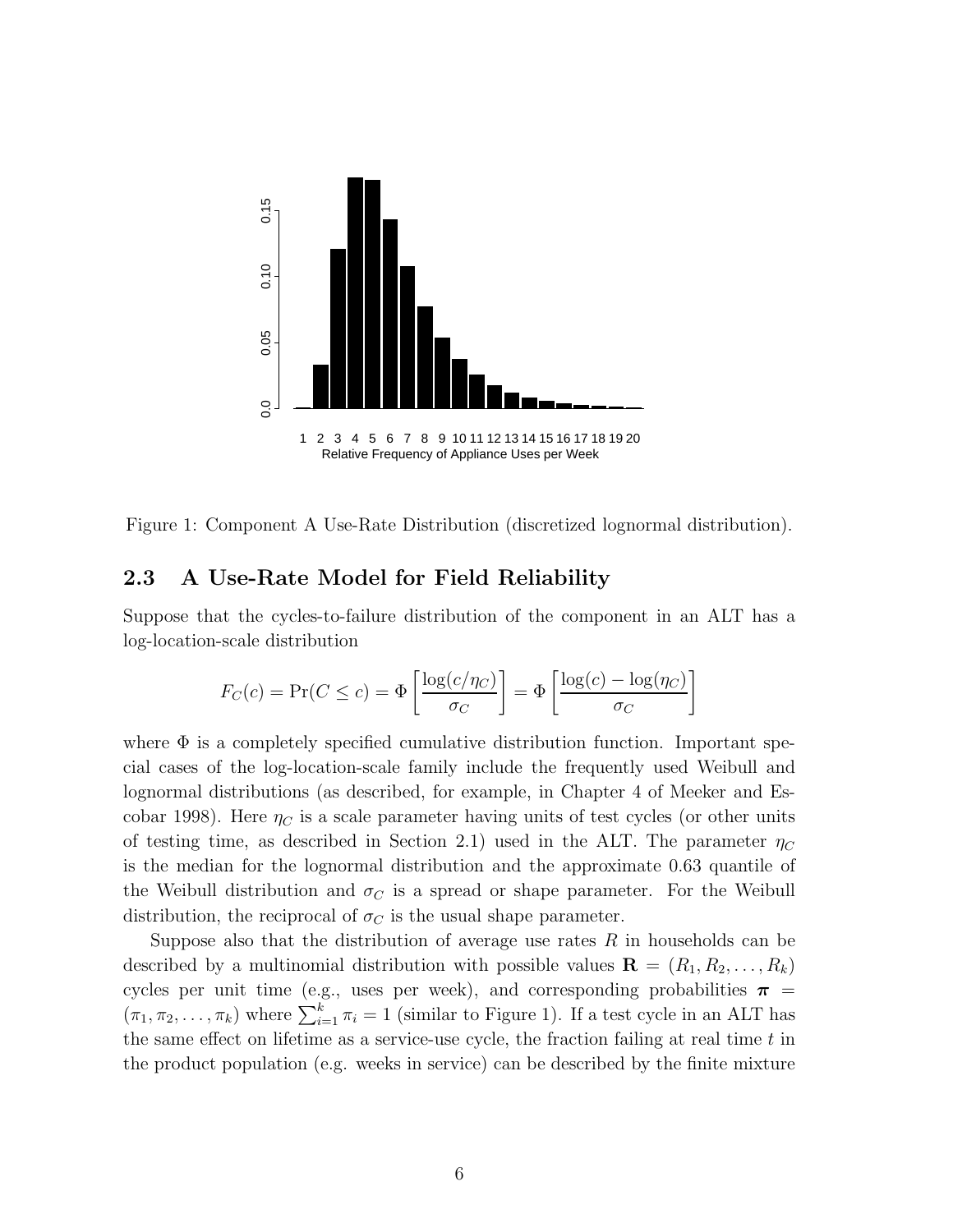Figure 1: Component A Use-Rate Distribution (discretized lognormal distribution).

## 2.3 A Use-Rate Model for Field Reliability

Suppose that the cycles-to-failure distribution of the component in an ALT has a log-location-scale distribution

$$F_C(c) = \Pr(C \leq c) = \Phi\left[\frac{\log(c/\eta_C)}{\sigma_C}\right] = \Phi\left[\frac{\log(c) - \log(\eta_C)}{\sigma_C}\right]$$

where $\Phi$ is a completely specified cumulative distribution function. Important special cases of the log-location-scale family include the frequently used Weibull and lognormal distributions (as described, for example, in Chapter 4 of Meeker and Escobar 1998). Here $\eta_C$ is a scale parameter having units of test cycles (or other units of testing time, as described in Section 2.1) used in the ALT. The parameter $\eta_C$ is the median for the lognormal distribution and the approximate 0.63 quantile of the Weibull distribution and $\sigma_C$ is a spread or shape parameter. For the Weibull distribution, the reciprocal of $\sigma_C$ is the usual shape parameter.

Suppose also that the distribution of average use rates $R$ in households can be described by a multinomial distribution with possible values $\mathbf{R} = (R_1, R_2, \ldots, R_k)$ cycles per unit time (e.g., uses per week), and corresponding probabilities $\boldsymbol{\pi} = (\pi_1, \pi_2, \ldots, \pi_k)$ where $\sum_{i=1}^{k} \pi_i = 1$ (similar to Figure 1). If a test cycle in an ALT has the same effect on lifetime as a service-use cycle, the fraction failing at real time $t$ in the product population (e.g. weeks in service) can be described by the finite mixture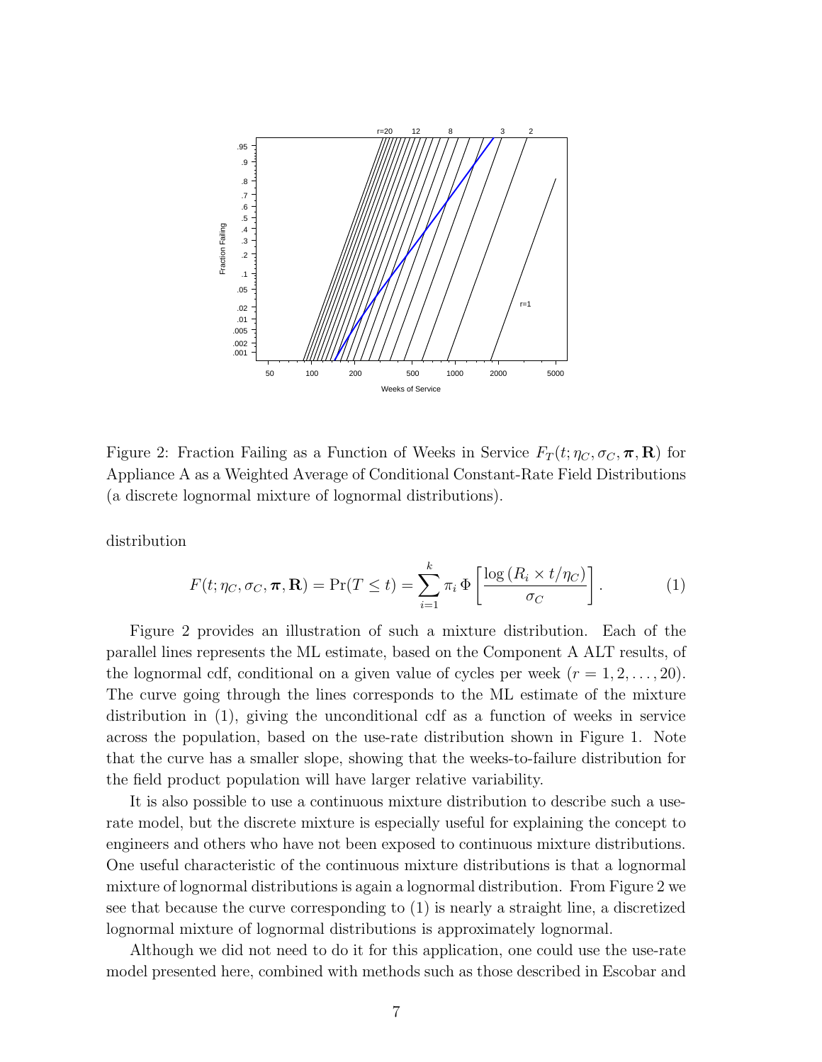Figure 2: Fraction Failing as a Function of Weeks in Service $F_T(t; \eta_C, \sigma_C, \boldsymbol{\pi}, \mathbf{R})$ for Appliance A as a Weighted Average of Conditional Constant-Rate Field Distributions (a discrete lognormal mixture of lognormal distributions).

distribution

$$F(t; \eta_C, \sigma_C, \boldsymbol{\pi}, \mathbf{R}) = \Pr(T \leq t) = \sum_{i=1}^{k} \pi_i \, \Phi\left[\frac{\log\left(R_i \times t/\eta_C\right)}{\sigma_C}\right]. \tag{1}$$

Figure 2 provides an illustration of such a mixture distribution. Each of the parallel lines represents the ML estimate, based on the Component A ALT results, of the lognormal cdf, conditional on a given value of cycles per week ($r = 1, 2, \ldots, 20$). The curve going through the lines corresponds to the ML estimate of the mixture distribution in (1), giving the unconditional cdf as a function of weeks in service across the population, based on the use-rate distribution shown in Figure 1. Note that the curve has a smaller slope, showing that the weeks-to-failure distribution for the field product population will have larger relative variability.

It is also possible to use a continuous mixture distribution to describe such a use-rate model, but the discrete mixture is especially useful for explaining the concept to engineers and others who have not been exposed to continuous mixture distributions. One useful characteristic of the continuous mixture distributions is that a lognormal mixture of lognormal distributions is again a lognormal distribution. From Figure 2 we see that because the curve corresponding to (1) is nearly a straight line, a discretized lognormal mixture of lognormal distributions is approximately lognormal.

Although we did not need to do it for this application, one could use the use-rate model presented here, combined with methods such as those described in Escobar and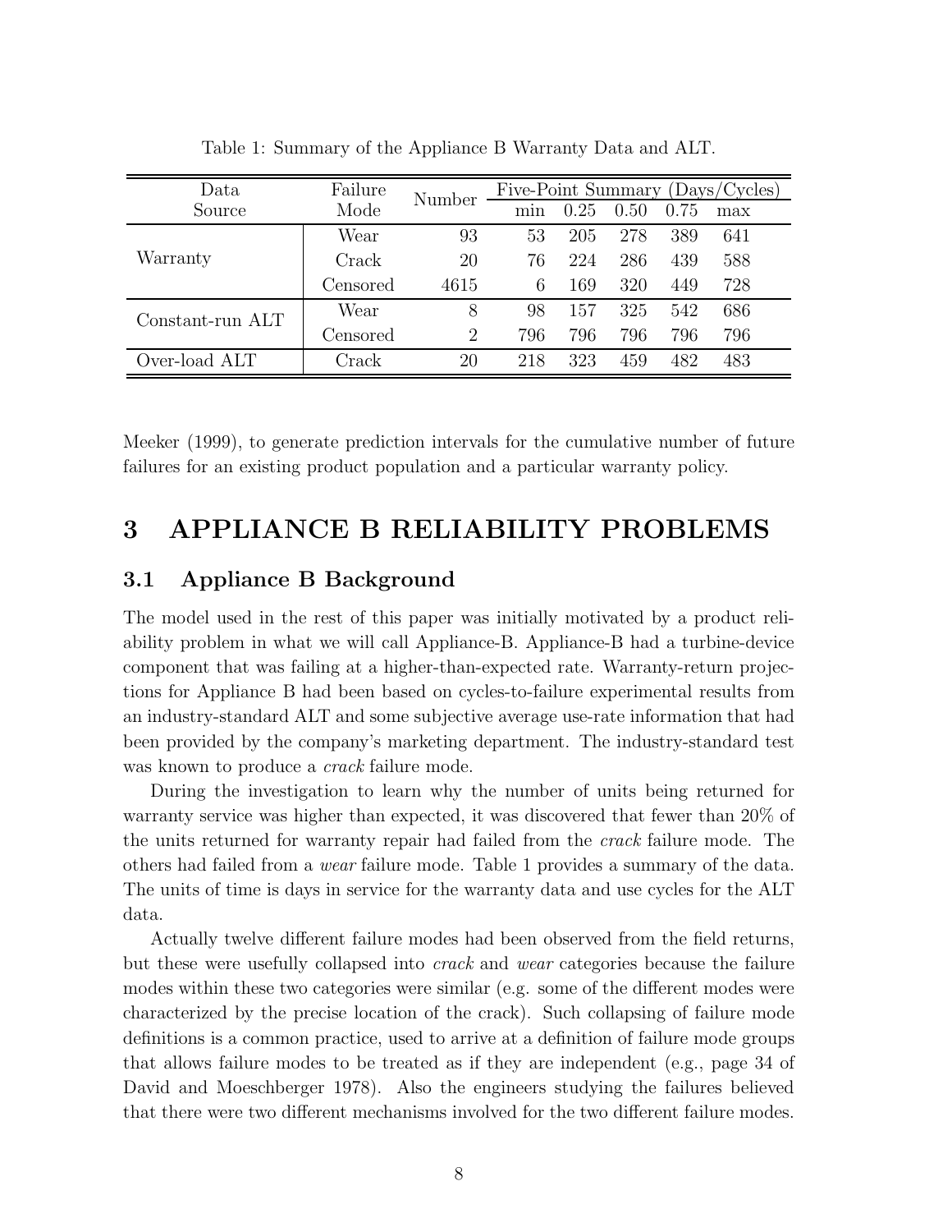Table 1: Summary of the Appliance B Warranty Data and ALT.

| Data Source | Failure Mode | Number | Five-Point Summary (Days/Cycles) | | | | |
|---|---|---|---|---|---|---|---|
| | | | min | 0.25 | 0.50 | 0.75 | max |
| Warranty | Wear | 93 | 53 | 205 | 278 | 389 | 641 |
| | Crack | 20 | 76 | 224 | 286 | 439 | 588 |
| | Censored | 4615 | 6 | 169 | 320 | 449 | 728 |
| Constant-run ALT | Wear | 8 | 98 | 157 | 325 | 542 | 686 |
| | Censored | 2 | 796 | 796 | 796 | 796 | 796 |
| Over-load ALT | Crack | 20 | 218 | 323 | 459 | 482 | 483 |

Meeker (1999), to generate prediction intervals for the cumulative number of future failures for an existing product population and a particular warranty policy.

# 3 APPLIANCE B RELIABILITY PROBLEMS

## 3.1 Appliance B Background

The model used in the rest of this paper was initially motivated by a product reliability problem in what we will call Appliance-B. Appliance-B had a turbine-device component that was failing at a higher-than-expected rate. Warranty-return projections for Appliance B had been based on cycles-to-failure experimental results from an industry-standard ALT and some subjective average use-rate information that had been provided by the company's marketing department. The industry-standard test was known to produce a *crack* failure mode.

During the investigation to learn why the number of units being returned for warranty service was higher than expected, it was discovered that fewer than 20% of the units returned for warranty repair had failed from the *crack* failure mode. The others had failed from a *wear* failure mode. Table 1 provides a summary of the data. The units of time is days in service for the warranty data and use cycles for the ALT data.

Actually twelve different failure modes had been observed from the field returns, but these were usefully collapsed into *crack* and *wear* categories because the failure modes within these two categories were similar (e.g. some of the different modes were characterized by the precise location of the crack). Such collapsing of failure mode definitions is a common practice, used to arrive at a definition of failure mode groups that allows failure modes to be treated as if they are independent (e.g., page 34 of David and Moeschberger 1978). Also the engineers studying the failures believed that there were two different mechanisms involved for the two different failure modes.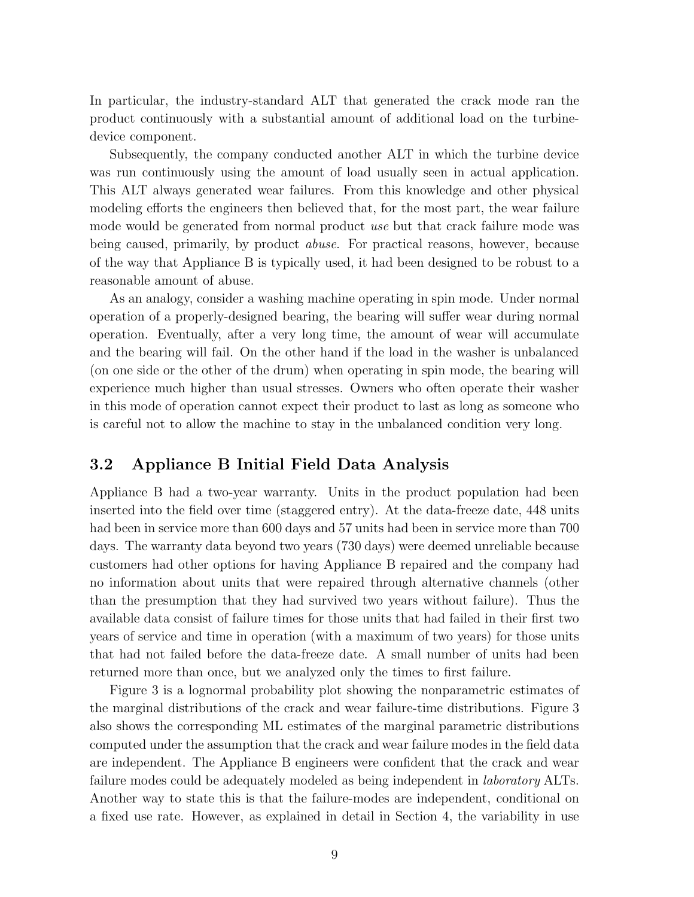In particular, the industry-standard ALT that generated the crack mode ran the product continuously with a substantial amount of additional load on the turbine-device component.

Subsequently, the company conducted another ALT in which the turbine device was run continuously using the amount of load usually seen in actual application. This ALT always generated wear failures. From this knowledge and other physical modeling efforts the engineers then believed that, for the most part, the wear failure mode would be generated from normal product *use* but that crack failure mode was being caused, primarily, by product *abuse*. For practical reasons, however, because of the way that Appliance B is typically used, it had been designed to be robust to a reasonable amount of abuse.

As an analogy, consider a washing machine operating in spin mode. Under normal operation of a properly-designed bearing, the bearing will suffer wear during normal operation. Eventually, after a very long time, the amount of wear will accumulate and the bearing will fail. On the other hand if the load in the washer is unbalanced (on one side or the other of the drum) when operating in spin mode, the bearing will experience much higher than usual stresses. Owners who often operate their washer in this mode of operation cannot expect their product to last as long as someone who is careful not to allow the machine to stay in the unbalanced condition very long.

## 3.2 Appliance B Initial Field Data Analysis

Appliance B had a two-year warranty. Units in the product population had been inserted into the field over time (staggered entry). At the data-freeze date, 448 units had been in service more than 600 days and 57 units had been in service more than 700 days. The warranty data beyond two years (730 days) were deemed unreliable because customers had other options for having Appliance B repaired and the company had no information about units that were repaired through alternative channels (other than the presumption that they had survived two years without failure). Thus the available data consist of failure times for those units that had failed in their first two years of service and time in operation (with a maximum of two years) for those units that had not failed before the data-freeze date. A small number of units had been returned more than once, but we analyzed only the times to first failure.

Figure 3 is a lognormal probability plot showing the nonparametric estimates of the marginal distributions of the crack and wear failure-time distributions. Figure 3 also shows the corresponding ML estimates of the marginal parametric distributions computed under the assumption that the crack and wear failure modes in the field data are independent. The Appliance B engineers were confident that the crack and wear failure modes could be adequately modeled as being independent in *laboratory* ALTs. Another way to state this is that the failure-modes are independent, conditional on a fixed use rate. However, as explained in detail in Section 4, the variability in use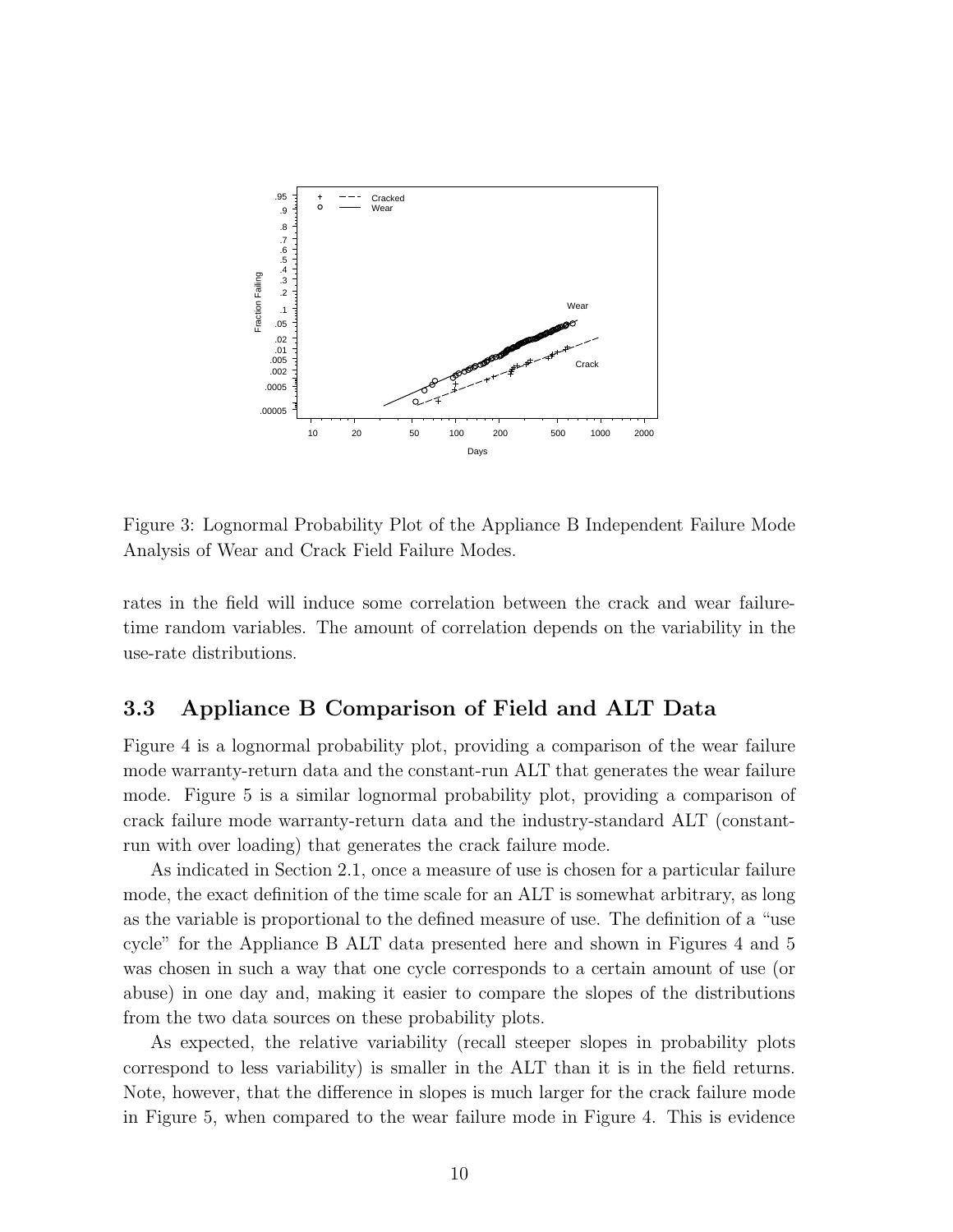Figure 3: Lognormal Probability Plot of the Appliance B Independent Failure Mode Analysis of Wear and Crack Field Failure Modes.

rates in the field will induce some correlation between the crack and wear failure-time random variables. The amount of correlation depends on the variability in the use-rate distributions.

## 3.3 Appliance B Comparison of Field and ALT Data

Figure 4 is a lognormal probability plot, providing a comparison of the wear failure mode warranty-return data and the constant-run ALT that generates the wear failure mode. Figure 5 is a similar lognormal probability plot, providing a comparison of crack failure mode warranty-return data and the industry-standard ALT (constant-run with over loading) that generates the crack failure mode.

As indicated in Section 2.1, once a measure of use is chosen for a particular failure mode, the exact definition of the time scale for an ALT is somewhat arbitrary, as long as the variable is proportional to the defined measure of use. The definition of a "use cycle" for the Appliance B ALT data presented here and shown in Figures 4 and 5 was chosen in such a way that one cycle corresponds to a certain amount of use (or abuse) in one day and, making it easier to compare the slopes of the distributions from the two data sources on these probability plots.

As expected, the relative variability (recall steeper slopes in probability plots correspond to less variability) is smaller in the ALT than it is in the field returns. Note, however, that the difference in slopes is much larger for the crack failure mode in Figure 5, when compared to the wear failure mode in Figure 4. This is evidence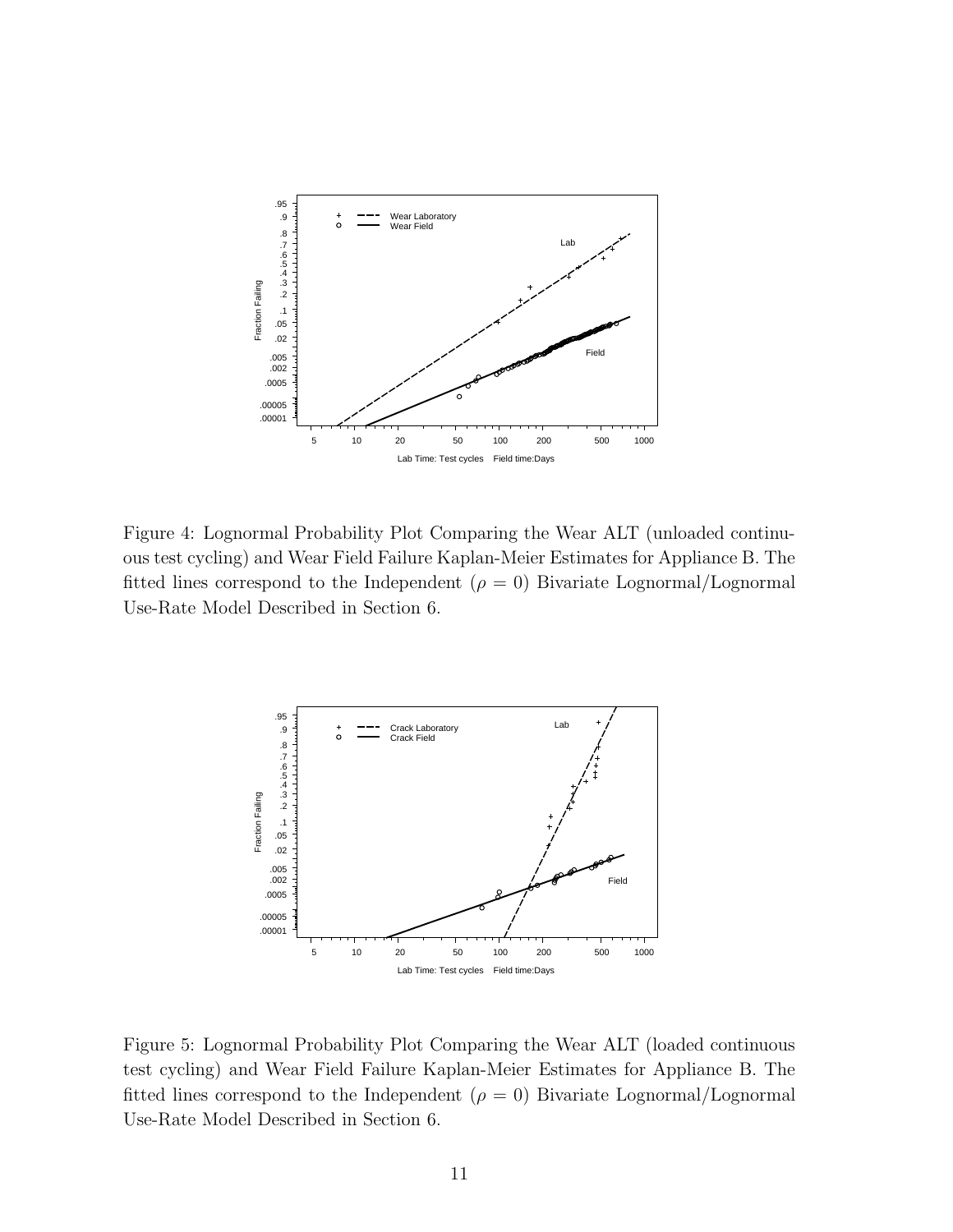Figure 4: Lognormal Probability Plot Comparing the Wear ALT (unloaded continuous test cycling) and Wear Field Failure Kaplan-Meier Estimates for Appliance B. The fitted lines correspond to the Independent ($\rho = 0$) Bivariate Lognormal/Lognormal Use-Rate Model Described in Section 6.

Figure 5: Lognormal Probability Plot Comparing the Wear ALT (loaded continuous test cycling) and Wear Field Failure Kaplan-Meier Estimates for Appliance B. The fitted lines correspond to the Independent ($\rho = 0$) Bivariate Lognormal/Lognormal Use-Rate Model Described in Section 6.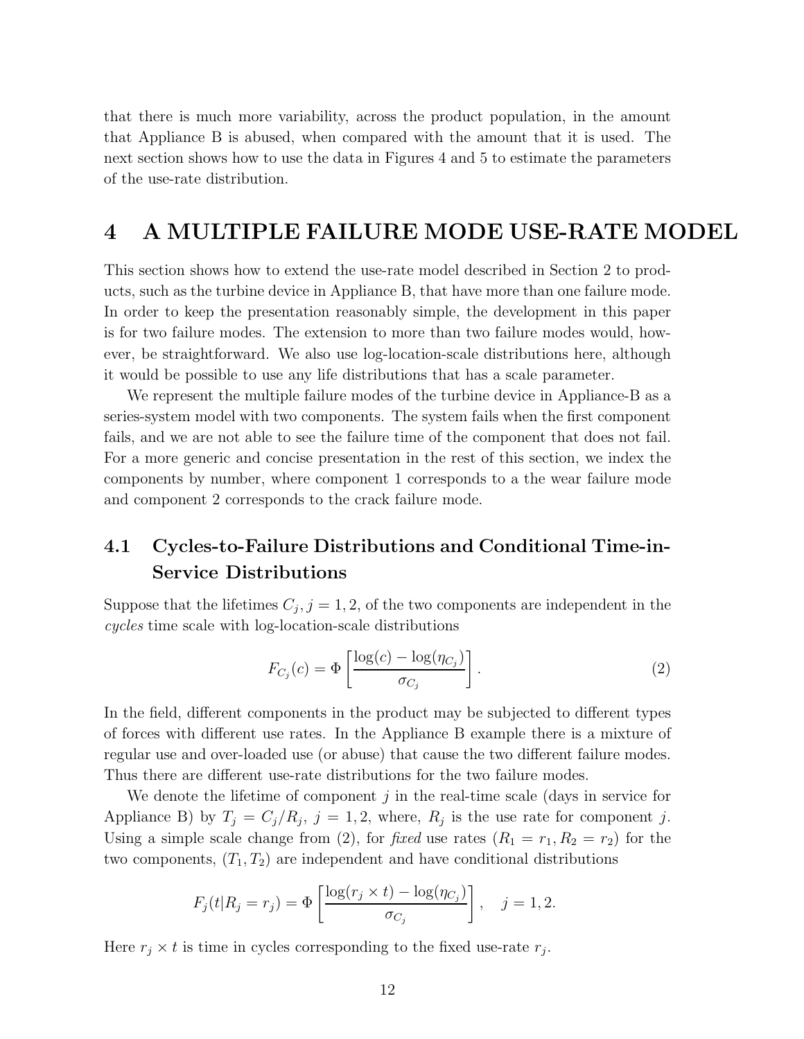that there is much more variability, across the product population, in the amount that Appliance B is abused, when compared with the amount that it is used. The next section shows how to use the data in Figures 4 and 5 to estimate the parameters of the use-rate distribution.

# 4 A MULTIPLE FAILURE MODE USE-RATE MODEL

This section shows how to extend the use-rate model described in Section 2 to products, such as the turbine device in Appliance B, that have more than one failure mode. In order to keep the presentation reasonably simple, the development in this paper is for two failure modes. The extension to more than two failure modes would, however, be straightforward. We also use log-location-scale distributions here, although it would be possible to use any life distributions that has a scale parameter.

We represent the multiple failure modes of the turbine device in Appliance-B as a series-system model with two components. The system fails when the first component fails, and we are not able to see the failure time of the component that does not fail. For a more generic and concise presentation in the rest of this section, we index the components by number, where component 1 corresponds to a the wear failure mode and component 2 corresponds to the crack failure mode.

## 4.1 Cycles-to-Failure Distributions and Conditional Time-in-Service Distributions

Suppose that the lifetimes $C_j, j = 1, 2$, of the two components are independent in the *cycles* time scale with log-location-scale distributions

$$F_{C_j}(c) = \Phi\left[\frac{\log(c) - \log(\eta_{C_j})}{\sigma_{C_j}}\right]. \tag{2}$$

In the field, different components in the product may be subjected to different types of forces with different use rates. In the Appliance B example there is a mixture of regular use and over-loaded use (or abuse) that cause the two different failure modes. Thus there are different use-rate distributions for the two failure modes.

We denote the lifetime of component $j$ in the real-time scale (days in service for Appliance B) by $T_j = C_j/R_j,\ j = 1, 2$, where, $R_j$ is the use rate for component $j$. Using a simple scale change from (2), for *fixed* use rates ($R_1 = r_1, R_2 = r_2$) for the two components, $(T_1, T_2)$ are independent and have conditional distributions

$$F_j(t|R_j = r_j) = \Phi\left[\frac{\log(r_j \times t) - \log(\eta_{C_j})}{\sigma_{C_j}}\right], \quad j = 1, 2.$$

Here $r_j \times t$ is time in cycles corresponding to the fixed use-rate $r_j$.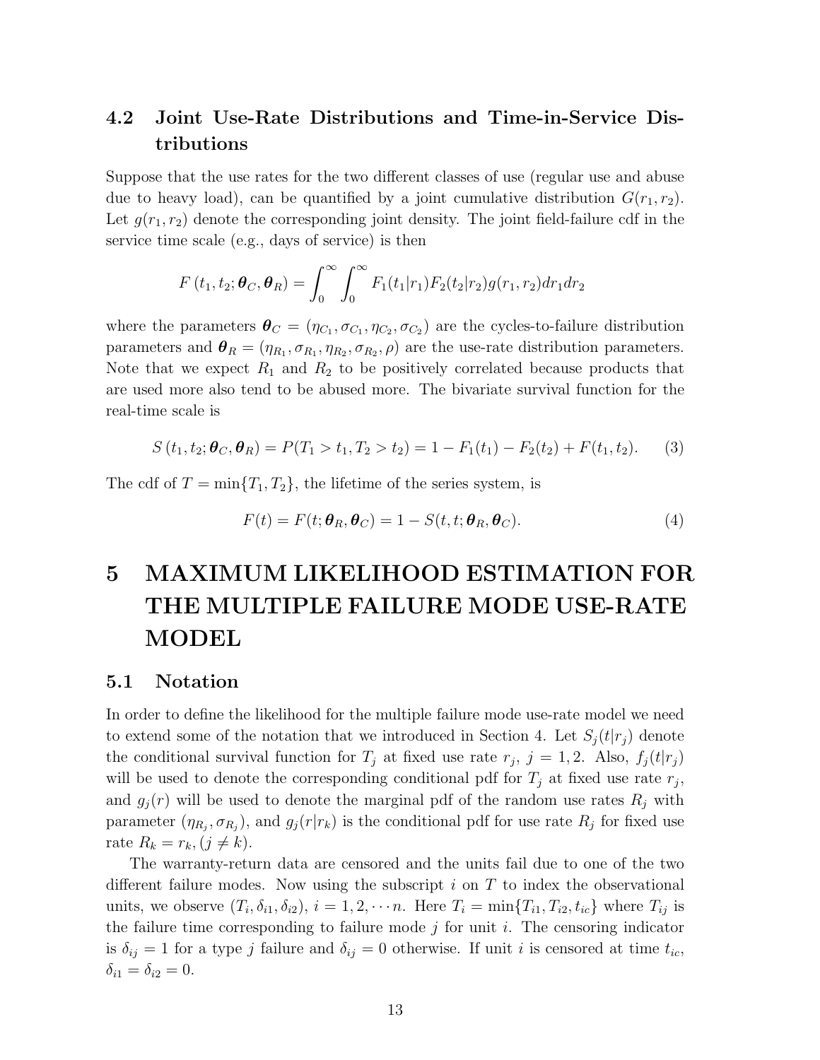### 4.2 Joint Use-Rate Distributions and Time-in-Service Distributions

Suppose that the use rates for the two different classes of use (regular use and abuse due to heavy load), can be quantified by a joint cumulative distribution $G(r_1, r_2)$. Let $g(r_1, r_2)$ denote the corresponding joint density. The joint field-failure cdf in the service time scale (e.g., days of service) is then

$$F\left(t_1, t_2; \boldsymbol{\theta}_C, \boldsymbol{\theta}_R\right) = \int_0^\infty \int_0^\infty F_1(t_1|r_1) F_2(t_2|r_2) g(r_1, r_2) dr_1 dr_2$$

where the parameters $\boldsymbol{\theta}_C = (\eta_{C_1}, \sigma_{C_1}, \eta_{C_2}, \sigma_{C_2})$ are the cycles-to-failure distribution parameters and $\boldsymbol{\theta}_R = (\eta_{R_1}, \sigma_{R_1}, \eta_{R_2}, \sigma_{R_2}, \rho)$ are the use-rate distribution parameters. Note that we expect $R_1$ and $R_2$ to be positively correlated because products that are used more also tend to be abused more. The bivariate survival function for the real-time scale is

$$S\left(t_1, t_2; \boldsymbol{\theta}_C, \boldsymbol{\theta}_R\right) = P(T_1 > t_1, T_2 > t_2) = 1 - F_1(t_1) - F_2(t_2) + F(t_1, t_2). \qquad (3)$$

The cdf of $T = \min\{T_1, T_2\}$, the lifetime of the series system, is

$$F(t) = F(t; \boldsymbol{\theta}_R, \boldsymbol{\theta}_C) = 1 - S(t, t; \boldsymbol{\theta}_R, \boldsymbol{\theta}_C). \qquad (4)$$

# 5 MAXIMUM LIKELIHOOD ESTIMATION FOR THE MULTIPLE FAILURE MODE USE-RATE MODEL

## 5.1 Notation

In order to define the likelihood for the multiple failure mode use-rate model we need to extend some of the notation that we introduced in Section 4. Let $S_j(t|r_j)$ denote the conditional survival function for $T_j$ at fixed use rate $r_j$, $j = 1, 2$. Also, $f_j(t|r_j)$ will be used to denote the corresponding conditional pdf for $T_j$ at fixed use rate $r_j$, and $g_j(r)$ will be used to denote the marginal pdf of the random use rates $R_j$ with parameter $(\eta_{R_j}, \sigma_{R_j})$, and $g_j(r|r_k)$ is the conditional pdf for use rate $R_j$ for fixed use rate $R_k = r_k, (j \neq k)$.

The warranty-return data are censored and the units fail due to one of the two different failure modes. Now using the subscript $i$ on $T$ to index the observational units, we observe $(T_i, \delta_{i1}, \delta_{i2})$, $i = 1, 2, \cdots n$. Here $T_i = \min\{T_{i1}, T_{i2}, t_{ic}\}$ where $T_{ij}$ is the failure time corresponding to failure mode $j$ for unit $i$. The censoring indicator is $\delta_{ij} = 1$ for a type $j$ failure and $\delta_{ij} = 0$ otherwise. If unit $i$ is censored at time $t_{ic}$, $\delta_{i1} = \delta_{i2} = 0$.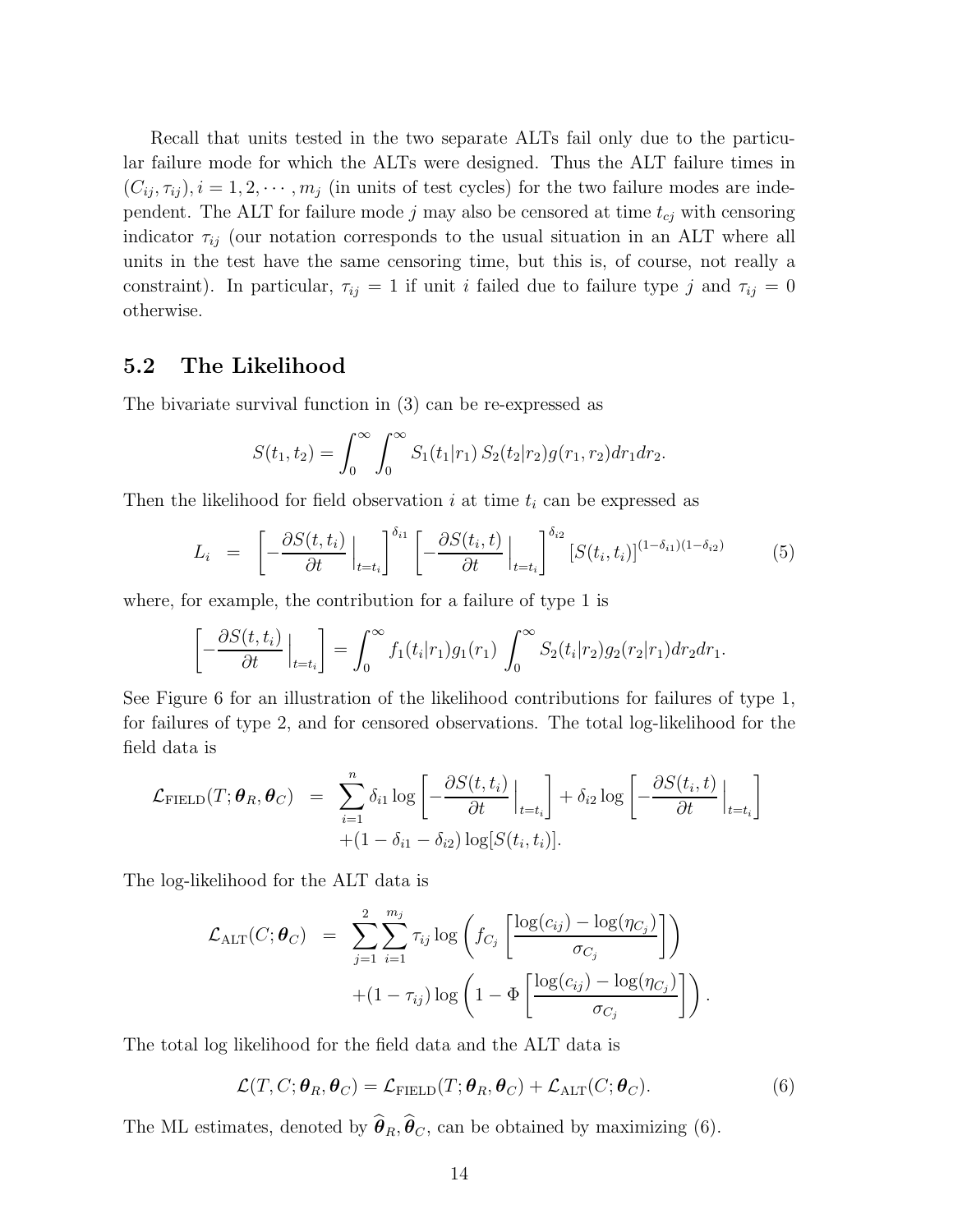Recall that units tested in the two separate ALTs fail only due to the particular failure mode for which the ALTs were designed. Thus the ALT failure times in $(C_{ij}, \tau_{ij}), i = 1, 2, \cdots, m_j$ (in units of test cycles) for the two failure modes are independent. The ALT for failure mode $j$ may also be censored at time $t_{cj}$ with censoring indicator $\tau_{ij}$ (our notation corresponds to the usual situation in an ALT where all units in the test have the same censoring time, but this is, of course, not really a constraint). In particular, $\tau_{ij} = 1$ if unit $i$ failed due to failure type $j$ and $\tau_{ij} = 0$ otherwise.

## 5.2 The Likelihood

The bivariate survival function in (3) can be re-expressed as

$$S(t_1, t_2) = \int_0^\infty \int_0^\infty S_1(t_1|r_1)\, S_2(t_2|r_2) g(r_1, r_2) dr_1 dr_2.$$

Then the likelihood for field observation $i$ at time $t_i$ can be expressed as

$$L_i \;=\; \left[-\frac{\partial S(t, t_i)}{\partial t}\Big|_{t=t_i}\right]^{\delta_{i1}} \left[-\frac{\partial S(t_i, t)}{\partial t}\Big|_{t=t_i}\right]^{\delta_{i2}} [S(t_i, t_i)]^{(1-\delta_{i1})(1-\delta_{i2})} \tag{5}$$

where, for example, the contribution for a failure of type 1 is

$$\left[-\frac{\partial S(t, t_i)}{\partial t}\Big|_{t=t_i}\right] = \int_0^\infty f_1(t_i|r_1) g_1(r_1) \int_0^\infty S_2(t_i|r_2) g_2(r_2|r_1) dr_2 dr_1.$$

See Figure 6 for an illustration of the likelihood contributions for failures of type 1, for failures of type 2, and for censored observations. The total log-likelihood for the field data is

$$\begin{aligned}\mathcal{L}_{\text{FIELD}}(T; \boldsymbol{\theta}_R, \boldsymbol{\theta}_C) \;=\; & \sum_{i=1}^{n} \delta_{i1} \log\left[-\frac{\partial S(t, t_i)}{\partial t}\Big|_{t=t_i}\right] + \delta_{i2} \log\left[-\frac{\partial S(t_i, t)}{\partial t}\Big|_{t=t_i}\right] \\ & + (1 - \delta_{i1} - \delta_{i2}) \log[S(t_i, t_i)].\end{aligned}$$

The log-likelihood for the ALT data is

$$\begin{aligned}\mathcal{L}_{\text{ALT}}(C; \boldsymbol{\theta}_C) \;=\; & \sum_{j=1}^{2} \sum_{i=1}^{m_j} \tau_{ij} \log\left(f_{C_j}\left[\frac{\log(c_{ij}) - \log(\eta_{C_j})}{\sigma_{C_j}}\right]\right) \\ & + (1 - \tau_{ij}) \log\left(1 - \Phi\left[\frac{\log(c_{ij}) - \log(\eta_{C_j})}{\sigma_{C_j}}\right]\right).\end{aligned}$$

The total log likelihood for the field data and the ALT data is

$$\mathcal{L}(T, C; \boldsymbol{\theta}_R, \boldsymbol{\theta}_C) = \mathcal{L}_{\text{FIELD}}(T; \boldsymbol{\theta}_R, \boldsymbol{\theta}_C) + \mathcal{L}_{\text{ALT}}(C; \boldsymbol{\theta}_C). \tag{6}$$

The ML estimates, denoted by $\widehat{\boldsymbol{\theta}}_R, \widehat{\boldsymbol{\theta}}_C$, can be obtained by maximizing (6).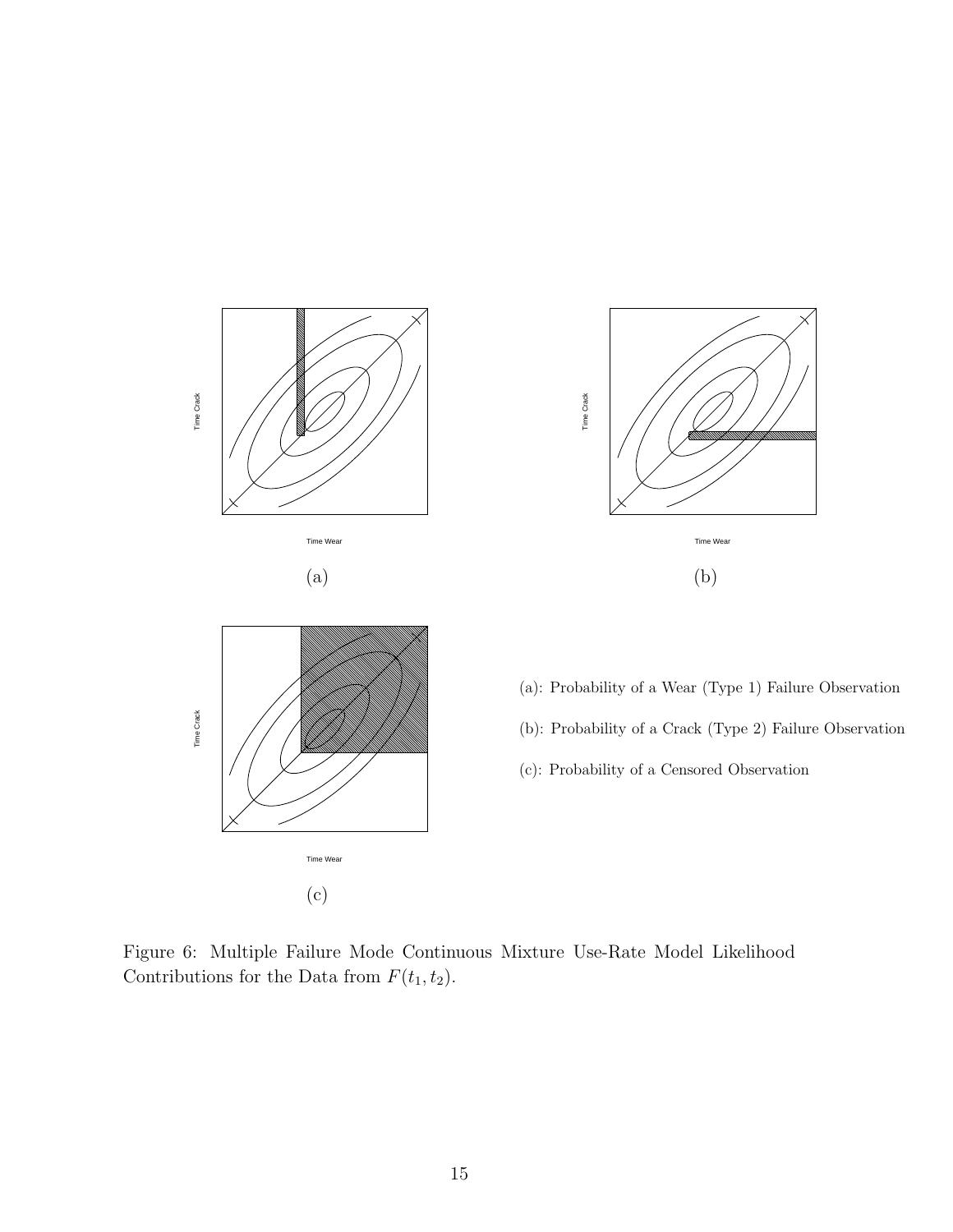(a): Probability of a Wear (Type 1) Failure Observation

(b): Probability of a Crack (Type 2) Failure Observation

(c): Probability of a Censored Observation

Figure 6: Multiple Failure Mode Continuous Mixture Use-Rate Model Likelihood Contributions for the Data from $F(t_1, t_2)$.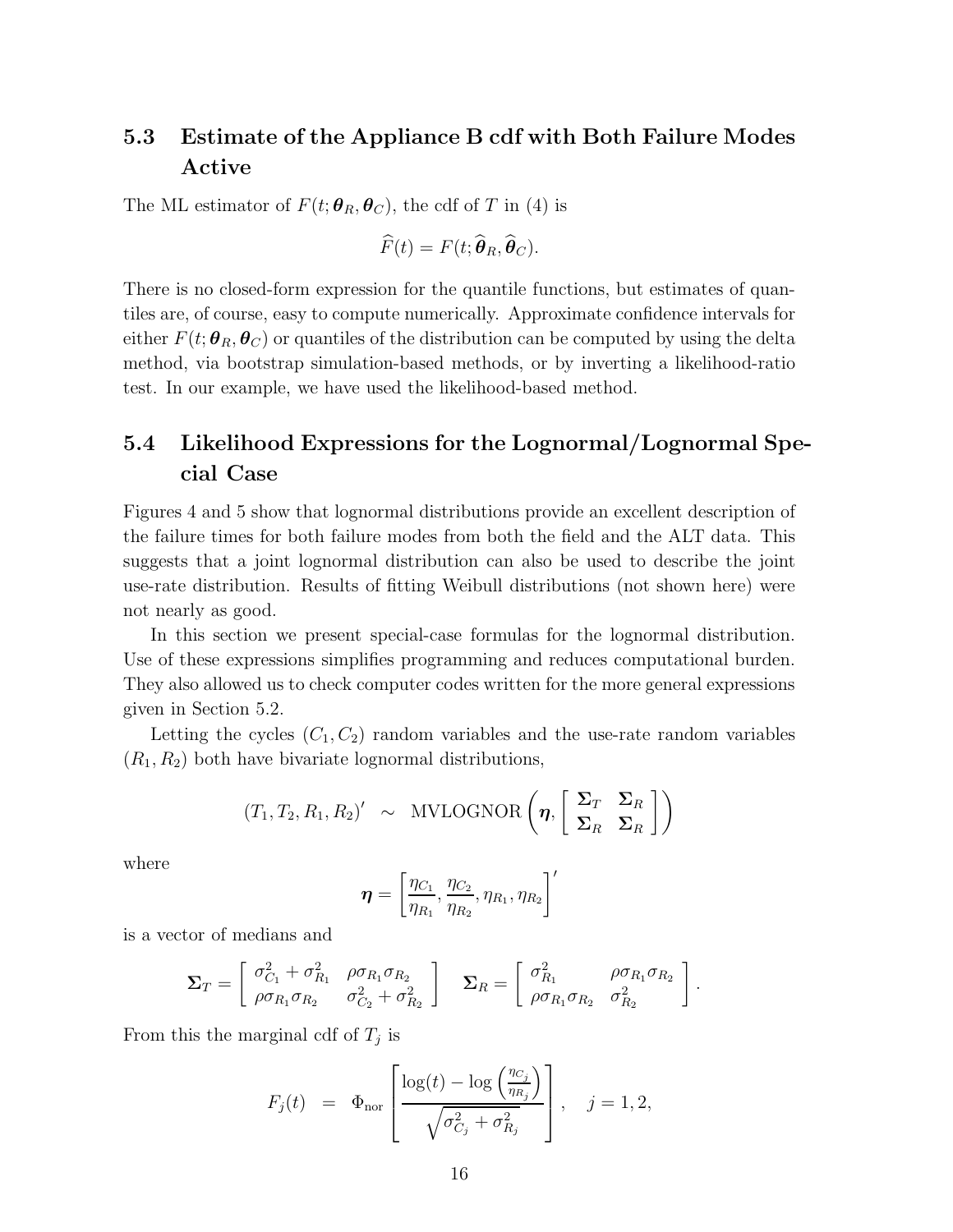## 5.3 Estimate of the Appliance B cdf with Both Failure Modes Active

The ML estimator of $F(t; \boldsymbol{\theta}_R, \boldsymbol{\theta}_C)$, the cdf of $T$ in (4) is

$$\widehat{F}(t) = F(t; \widehat{\boldsymbol{\theta}}_R, \widehat{\boldsymbol{\theta}}_C).$$

There is no closed-form expression for the quantile functions, but estimates of quantiles are, of course, easy to compute numerically. Approximate confidence intervals for either $F(t; \boldsymbol{\theta}_R, \boldsymbol{\theta}_C)$ or quantiles of the distribution can be computed by using the delta method, via bootstrap simulation-based methods, or by inverting a likelihood-ratio test. In our example, we have used the likelihood-based method.

## 5.4 Likelihood Expressions for the Lognormal/Lognormal Special Case

Figures 4 and 5 show that lognormal distributions provide an excellent description of the failure times for both failure modes from both the field and the ALT data. This suggests that a joint lognormal distribution can also be used to describe the joint use-rate distribution. Results of fitting Weibull distributions (not shown here) were not nearly as good.

In this section we present special-case formulas for the lognormal distribution. Use of these expressions simplifies programming and reduces computational burden. They also allowed us to check computer codes written for the more general expressions given in Section 5.2.

Letting the cycles $(C_1, C_2)$ random variables and the use-rate random variables $(R_1, R_2)$ both have bivariate lognormal distributions,

$$(T_1, T_2, R_1, R_2)' \sim \text{MVLOGNOR}\left(\boldsymbol{\eta}, \begin{bmatrix} \boldsymbol{\Sigma}_T & \boldsymbol{\Sigma}_R \\ \boldsymbol{\Sigma}_R & \boldsymbol{\Sigma}_R \end{bmatrix}\right)$$

where

$$\boldsymbol{\eta} = \left[\frac{\eta_{C_1}}{\eta_{R_1}}, \frac{\eta_{C_2}}{\eta_{R_2}}, \eta_{R_1}, \eta_{R_2}\right]'$$

is a vector of medians and

$$\boldsymbol{\Sigma}_T = \begin{bmatrix} \sigma_{C_1}^2 + \sigma_{R_1}^2 & \rho\sigma_{R_1}\sigma_{R_2} \\ \rho\sigma_{R_1}\sigma_{R_2} & \sigma_{C_2}^2 + \sigma_{R_2}^2 \end{bmatrix} \quad \boldsymbol{\Sigma}_R = \begin{bmatrix} \sigma_{R_1}^2 & \rho\sigma_{R_1}\sigma_{R_2} \\ \rho\sigma_{R_1}\sigma_{R_2} & \sigma_{R_2}^2 \end{bmatrix}.$$

From this the marginal cdf of $T_j$ is

$$F_j(t) = \Phi_{\text{nor}}\left[\frac{\log(t) - \log\left(\frac{\eta_{C_j}}{\eta_{R_j}}\right)}{\sqrt{\sigma_{C_j}^2 + \sigma_{R_j}^2}}\right], \quad j = 1, 2,$$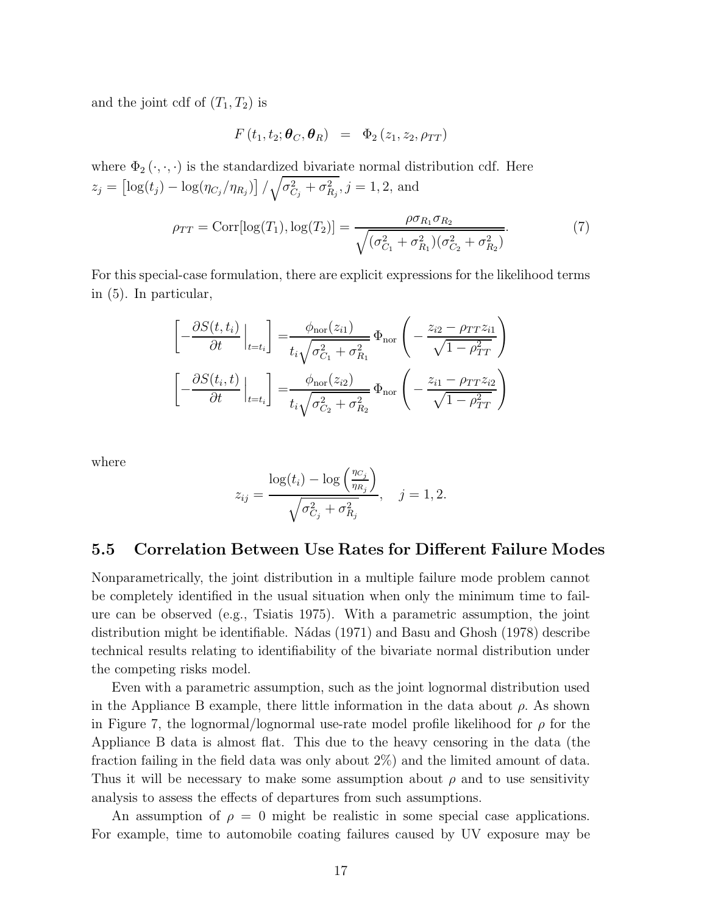and the joint cdf of $(T_1, T_2)$ is

$$F(t_1, t_2; \boldsymbol{\theta}_C, \boldsymbol{\theta}_R) \;\; = \;\; \Phi_2(z_1, z_2, \rho_{TT})$$

where $\Phi_2(\cdot, \cdot, \cdot)$ is the standardized bivariate normal distribution cdf. Here $z_j = \left[\log(t_j) - \log(\eta_{C_j}/\eta_{R_j})\right] / \sqrt{\sigma^2_{C_j} + \sigma^2_{R_j}}, j = 1, 2$, and

$$\rho_{TT} = \text{Corr}[\log(T_1), \log(T_2)] = \frac{\rho \sigma_{R_1} \sigma_{R_2}}{\sqrt{(\sigma^2_{C_1} + \sigma^2_{R_1})(\sigma^2_{C_2} + \sigma^2_{R_2})}}. \tag{7}$$

For this special-case formulation, there are explicit expressions for the likelihood terms in (5). In particular,

$$\left[ -\frac{\partial S(t, t_i)}{\partial t} \Big|_{t=t_i} \right] = \frac{\phi_{\text{nor}}(z_{i1})}{t_i \sqrt{\sigma^2_{C_1} + \sigma^2_{R_1}}} \, \Phi_{\text{nor}} \left( -\frac{z_{i2} - \rho_{TT} z_{i1}}{\sqrt{1 - \rho^2_{TT}}} \right)$$

$$\left[ -\frac{\partial S(t_i, t)}{\partial t} \Big|_{t=t_i} \right] = \frac{\phi_{\text{nor}}(z_{i2})}{t_i \sqrt{\sigma^2_{C_2} + \sigma^2_{R_2}}} \, \Phi_{\text{nor}} \left( -\frac{z_{i1} - \rho_{TT} z_{i2}}{\sqrt{1 - \rho^2_{TT}}} \right)$$

where

$$z_{ij} = \frac{\log(t_i) - \log\left(\frac{\eta_{C_j}}{\eta_{R_j}}\right)}{\sqrt{\sigma^2_{C_j} + \sigma^2_{R_j}}}, \quad j = 1, 2.$$

## 5.5 Correlation Between Use Rates for Different Failure Modes

Nonparametrically, the joint distribution in a multiple failure mode problem cannot be completely identified in the usual situation when only the minimum time to failure can be observed (e.g., Tsiatis 1975). With a parametric assumption, the joint distribution might be identifiable. Nádas (1971) and Basu and Ghosh (1978) describe technical results relating to identifiability of the bivariate normal distribution under the competing risks model.

Even with a parametric assumption, such as the joint lognormal distribution used in the Appliance B example, there little information in the data about $\rho$. As shown in Figure 7, the lognormal/lognormal use-rate model profile likelihood for $\rho$ for the Appliance B data is almost flat. This due to the heavy censoring in the data (the fraction failing in the field data was only about 2%) and the limited amount of data. Thus it will be necessary to make some assumption about $\rho$ and to use sensitivity analysis to assess the effects of departures from such assumptions.

An assumption of $\rho = 0$ might be realistic in some special case applications. For example, time to automobile coating failures caused by UV exposure may be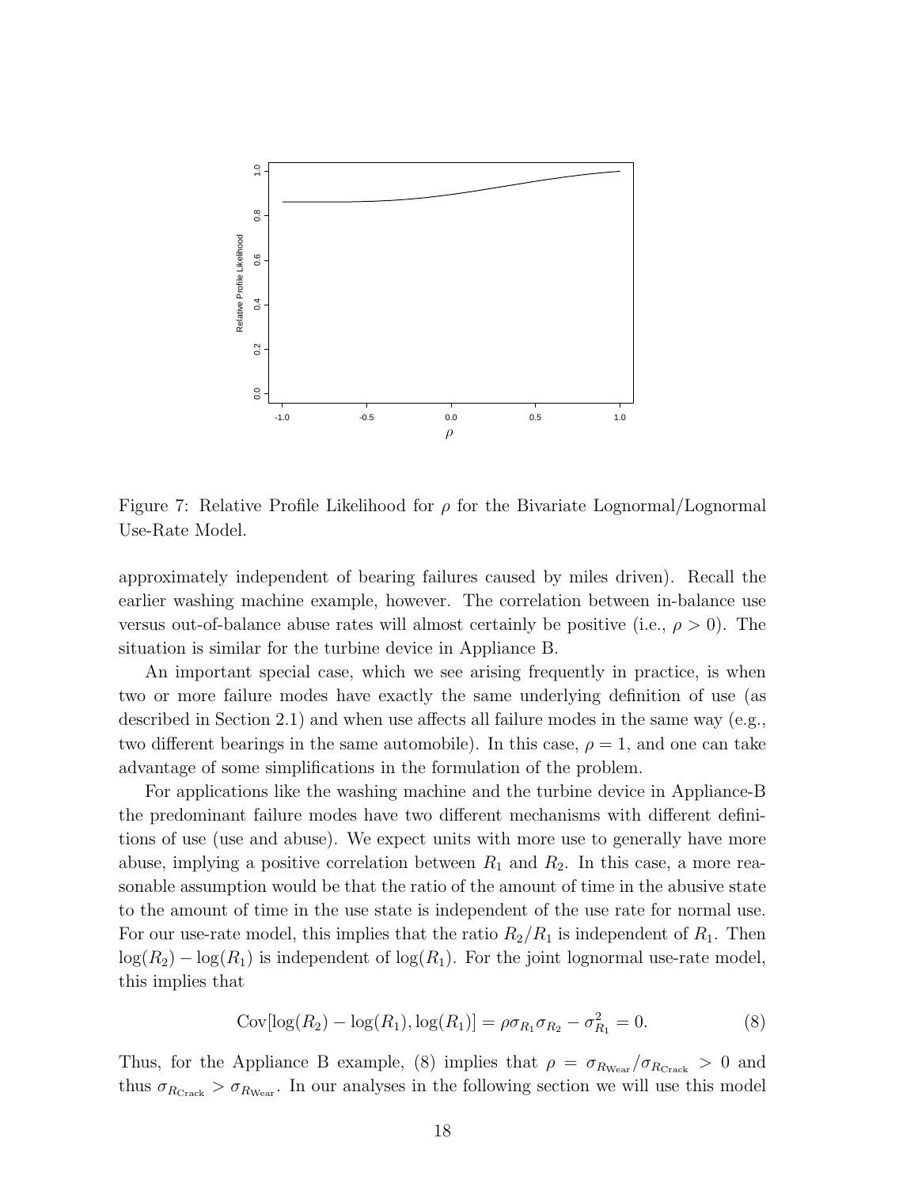Figure 7: Relative Profile Likelihood for $\rho$ for the Bivariate Lognormal/Lognormal Use-Rate Model.

approximately independent of bearing failures caused by miles driven). Recall the earlier washing machine example, however. The correlation between in-balance use versus out-of-balance abuse rates will almost certainly be positive (i.e., $\rho > 0$). The situation is similar for the turbine device in Appliance B.

An important special case, which we see arising frequently in practice, is when two or more failure modes have exactly the same underlying definition of use (as described in Section 2.1) and when use affects all failure modes in the same way (e.g., two different bearings in the same automobile). In this case, $\rho = 1$, and one can take advantage of some simplifications in the formulation of the problem.

For applications like the washing machine and the turbine device in Appliance-B the predominant failure modes have two different mechanisms with different definitions of use (use and abuse). We expect units with more use to generally have more abuse, implying a positive correlation between $R_1$ and $R_2$. In this case, a more reasonable assumption would be that the ratio of the amount of time in the abusive state to the amount of time in the use state is independent of the use rate for normal use. For our use-rate model, this implies that the ratio $R_2/R_1$ is independent of $R_1$. Then $\log(R_2) - \log(R_1)$ is independent of $\log(R_1)$. For the joint lognormal use-rate model, this implies that

$$\mathrm{Cov}[\log(R_2) - \log(R_1), \log(R_1)] = \rho\sigma_{R_1}\sigma_{R_2} - \sigma_{R_1}^2 = 0. \tag{8}$$

Thus, for the Appliance B example, (8) implies that $\rho = \sigma_{R_{\mathrm{Wear}}}/\sigma_{R_{\mathrm{Crack}}} > 0$ and thus $\sigma_{R_{\mathrm{Crack}}} > \sigma_{R_{\mathrm{Wear}}}$. In our analyses in the following section we will use this model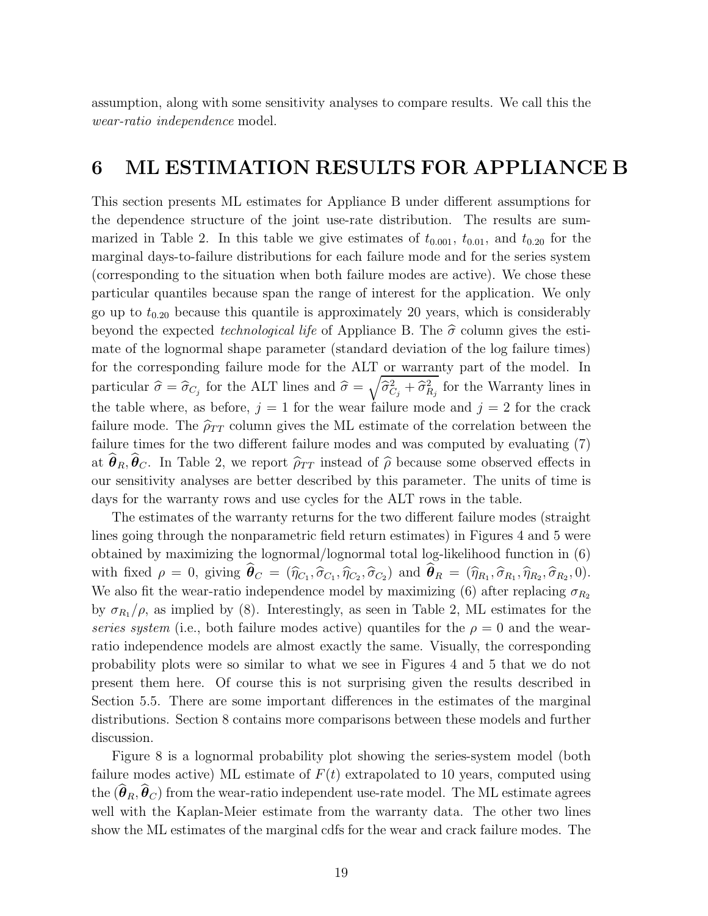assumption, along with some sensitivity analyses to compare results. We call this the *wear-ratio independence* model.

# 6 ML ESTIMATION RESULTS FOR APPLIANCE B

This section presents ML estimates for Appliance B under different assumptions for the dependence structure of the joint use-rate distribution. The results are summarized in Table 2. In this table we give estimates of $t_{0.001}$, $t_{0.01}$, and $t_{0.20}$ for the marginal days-to-failure distributions for each failure mode and for the series system (corresponding to the situation when both failure modes are active). We chose these particular quantiles because span the range of interest for the application. We only go up to $t_{0.20}$ because this quantile is approximately 20 years, which is considerably beyond the expected *technological life* of Appliance B. The $\widehat{\sigma}$ column gives the estimate of the lognormal shape parameter (standard deviation of the log failure times) for the corresponding failure mode for the ALT or warranty part of the model. In particular $\widehat{\sigma} = \widehat{\sigma}_{C_j}$ for the ALT lines and $\widehat{\sigma} = \sqrt{\widehat{\sigma}^2_{C_j} + \widehat{\sigma}^2_{R_j}}$ for the Warranty lines in the table where, as before, $j = 1$ for the wear failure mode and $j = 2$ for the crack failure mode. The $\widehat{\rho}_{TT}$ column gives the ML estimate of the correlation between the failure times for the two different failure modes and was computed by evaluating (7) at $\widehat{\boldsymbol{\theta}}_R, \widehat{\boldsymbol{\theta}}_C$. In Table 2, we report $\widehat{\rho}_{TT}$ instead of $\widehat{\rho}$ because some observed effects in our sensitivity analyses are better described by this parameter. The units of time is days for the warranty rows and use cycles for the ALT rows in the table.

The estimates of the warranty returns for the two different failure modes (straight lines going through the nonparametric field return estimates) in Figures 4 and 5 were obtained by maximizing the lognormal/lognormal total log-likelihood function in (6) with fixed $\rho = 0$, giving $\widehat{\boldsymbol{\theta}}_C = (\widehat{\eta}_{C_1}, \widehat{\sigma}_{C_1}, \widehat{\eta}_{C_2}, \widehat{\sigma}_{C_2})$ and $\widehat{\boldsymbol{\theta}}_R = (\widehat{\eta}_{R_1}, \widehat{\sigma}_{R_1}, \widehat{\eta}_{R_2}, \widehat{\sigma}_{R_2}, 0)$. We also fit the wear-ratio independence model by maximizing (6) after replacing $\sigma_{R_2}$ by $\sigma_{R_1}/\rho$, as implied by (8). Interestingly, as seen in Table 2, ML estimates for the *series system* (i.e., both failure modes active) quantiles for the $\rho = 0$ and the wear-ratio independence models are almost exactly the same. Visually, the corresponding probability plots were so similar to what we see in Figures 4 and 5 that we do not present them here. Of course this is not surprising given the results described in Section 5.5. There are some important differences in the estimates of the marginal distributions. Section 8 contains more comparisons between these models and further discussion.

Figure 8 is a lognormal probability plot showing the series-system model (both failure modes active) ML estimate of $F(t)$ extrapolated to 10 years, computed using the $(\widehat{\boldsymbol{\theta}}_R, \widehat{\boldsymbol{\theta}}_C)$ from the wear-ratio independent use-rate model. The ML estimate agrees well with the Kaplan-Meier estimate from the warranty data. The other two lines show the ML estimates of the marginal cdfs for the wear and crack failure modes. The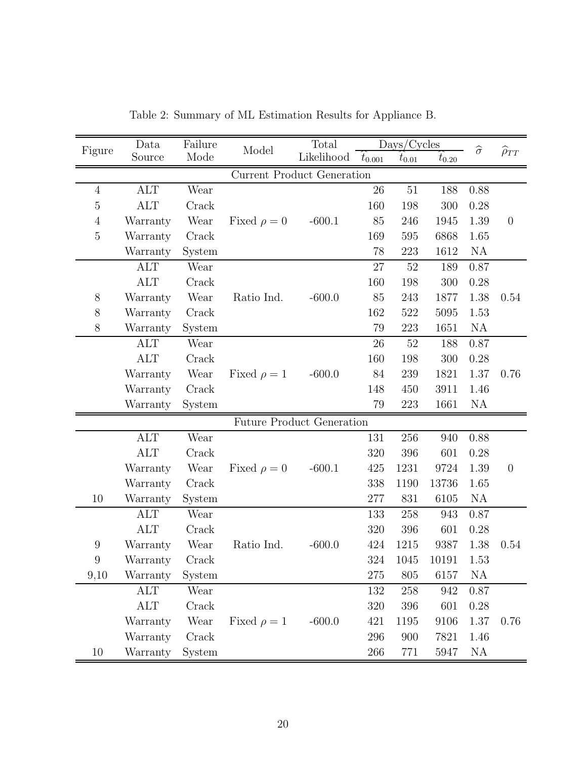Table 2: Summary of ML Estimation Results for Appliance B.

| Figure | Data Source | Failure Mode | Model | Total Likelihood | Days/Cycles $\widehat{t}_{0.001}$ | $\widehat{t}_{0.01}$ | $\widehat{t}_{0.20}$ | $\widehat{\sigma}$ | $\widehat{\rho}_{TT}$ |
|---|---|---|---|---|---|---|---|---|---|
| **Current Product Generation** | | | | | | | | | |
| 4 | ALT | Wear | | | 26 | 51 | 188 | 0.88 | |
| 5 | ALT | Crack | | | 160 | 198 | 300 | 0.28 | |
| 4 | Warranty | Wear | Fixed $\rho = 0$ | -600.1 | 85 | 246 | 1945 | 1.39 | 0 |
| 5 | Warranty | Crack | | | 169 | 595 | 6868 | 1.65 | |
| | Warranty | System | | | 78 | 223 | 1612 | NA | |
| | ALT | Wear | | | 27 | 52 | 189 | 0.87 | |
| | ALT | Crack | | | 160 | 198 | 300 | 0.28 | |
| 8 | Warranty | Wear | Ratio Ind. | -600.0 | 85 | 243 | 1877 | 1.38 | 0.54 |
| 8 | Warranty | Crack | | | 162 | 522 | 5095 | 1.53 | |
| 8 | Warranty | System | | | 79 | 223 | 1651 | NA | |
| | ALT | Wear | | | 26 | 52 | 188 | 0.87 | |
| | ALT | Crack | | | 160 | 198 | 300 | 0.28 | |
| | Warranty | Wear | Fixed $\rho = 1$ | -600.0 | 84 | 239 | 1821 | 1.37 | 0.76 |
| | Warranty | Crack | | | 148 | 450 | 3911 | 1.46 | |
| | Warranty | System | | | 79 | 223 | 1661 | NA | |
| **Future Product Generation** | | | | | | | | | |
| | ALT | Wear | | | 131 | 256 | 940 | 0.88 | |
| | ALT | Crack | | | 320 | 396 | 601 | 0.28 | |
| | Warranty | Wear | Fixed $\rho = 0$ | -600.1 | 425 | 1231 | 9724 | 1.39 | 0 |
| | Warranty | Crack | | | 338 | 1190 | 13736 | 1.65 | |
| 10 | Warranty | System | | | 277 | 831 | 6105 | NA | |
| | ALT | Wear | | | 133 | 258 | 943 | 0.87 | |
| | ALT | Crack | | | 320 | 396 | 601 | 0.28 | |
| 9 | Warranty | Wear | Ratio Ind. | -600.0 | 424 | 1215 | 9387 | 1.38 | 0.54 |
| 9 | Warranty | Crack | | | 324 | 1045 | 10191 | 1.53 | |
| 9,10 | Warranty | System | | | 275 | 805 | 6157 | NA | |
| | ALT | Wear | | | 132 | 258 | 942 | 0.87 | |
| | ALT | Crack | | | 320 | 396 | 601 | 0.28 | |
| | Warranty | Wear | Fixed $\rho = 1$ | -600.0 | 421 | 1195 | 9106 | 1.37 | 0.76 |
| | Warranty | Crack | | | 296 | 900 | 7821 | 1.46 | |
| 10 | Warranty | System | | | 266 | 771 | 5947 | NA | |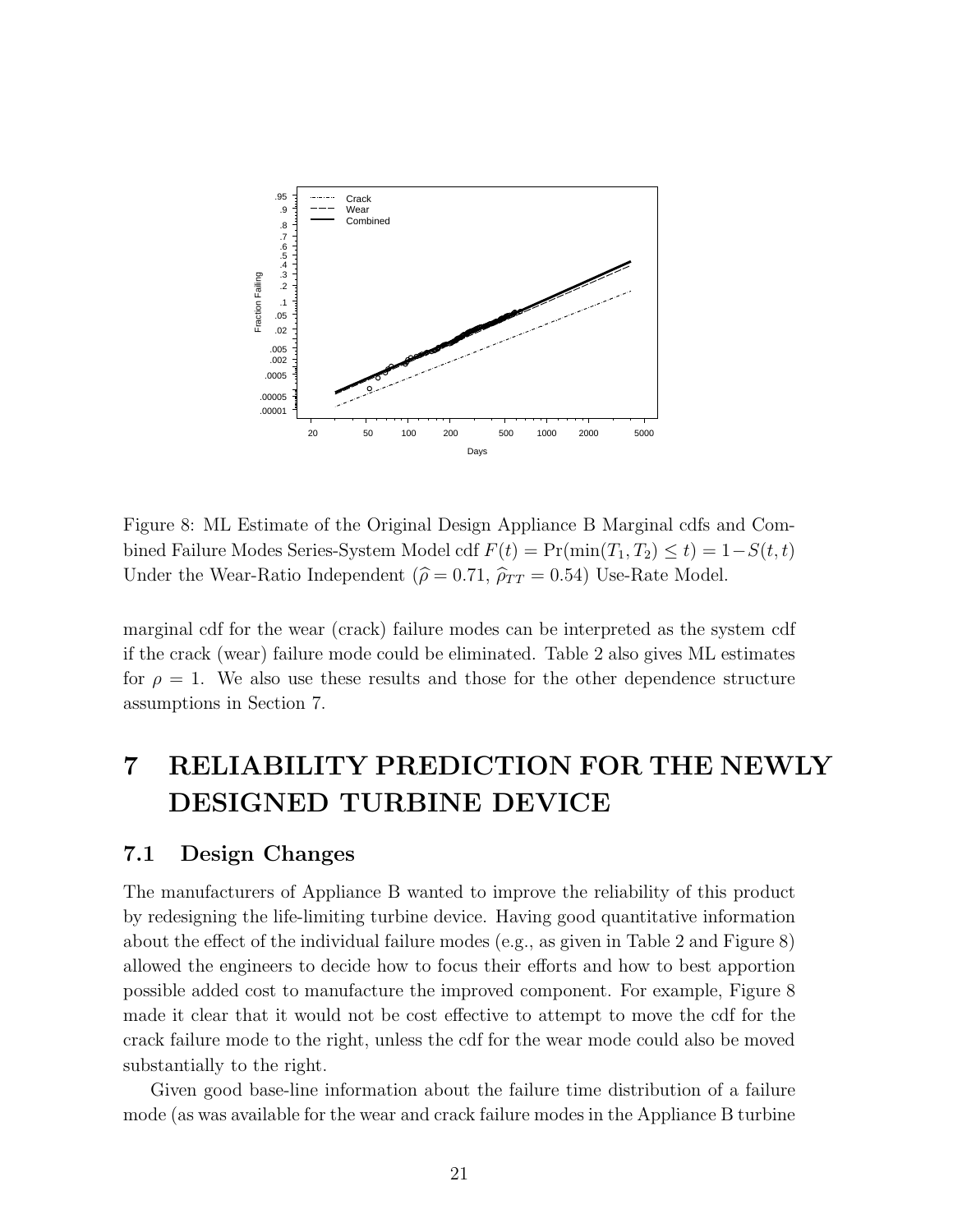Figure 8: ML Estimate of the Original Design Appliance B Marginal cdfs and Combined Failure Modes Series-System Model cdf $F(t) = \Pr(\min(T_1, T_2) \le t) = 1 - S(t,t)$ Under the Wear-Ratio Independent ($\widehat{\rho} = 0.71$, $\widehat{\rho}_{TT} = 0.54$) Use-Rate Model.

marginal cdf for the wear (crack) failure modes can be interpreted as the system cdf if the crack (wear) failure mode could be eliminated. Table 2 also gives ML estimates for $\rho = 1$. We also use these results and those for the other dependence structure assumptions in Section 7.

# 7 RELIABILITY PREDICTION FOR THE NEWLY DESIGNED TURBINE DEVICE

## 7.1 Design Changes

The manufacturers of Appliance B wanted to improve the reliability of this product by redesigning the life-limiting turbine device. Having good quantitative information about the effect of the individual failure modes (e.g., as given in Table 2 and Figure 8) allowed the engineers to decide how to focus their efforts and how to best apportion possible added cost to manufacture the improved component. For example, Figure 8 made it clear that it would not be cost effective to attempt to move the cdf for the crack failure mode to the right, unless the cdf for the wear mode could also be moved substantially to the right.

Given good base-line information about the failure time distribution of a failure mode (as was available for the wear and crack failure modes in the Appliance B turbine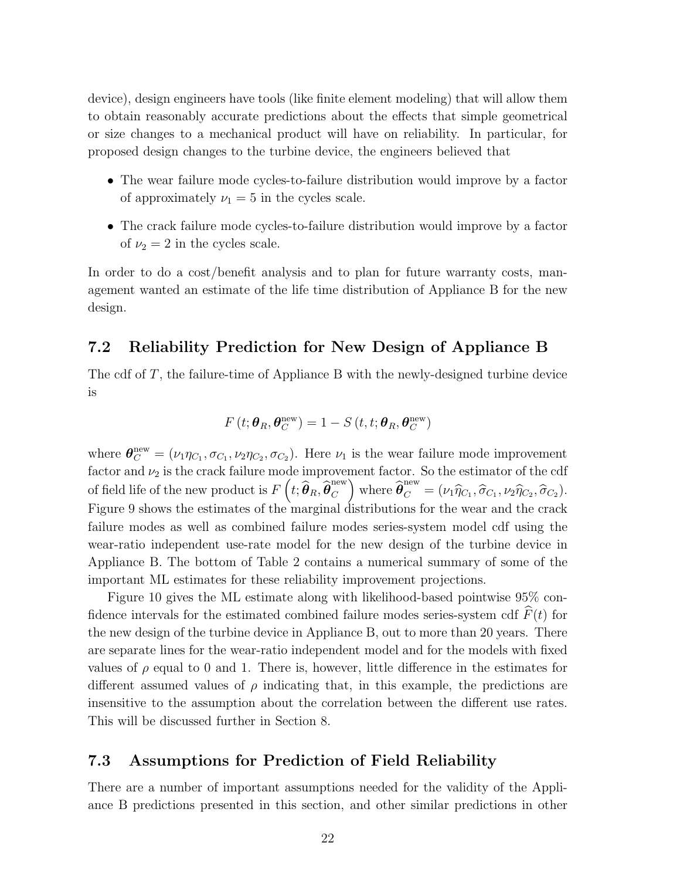device), design engineers have tools (like finite element modeling) that will allow them to obtain reasonably accurate predictions about the effects that simple geometrical or size changes to a mechanical product will have on reliability. In particular, for proposed design changes to the turbine device, the engineers believed that

- The wear failure mode cycles-to-failure distribution would improve by a factor of approximately $\nu_1 = 5$ in the cycles scale.
- The crack failure mode cycles-to-failure distribution would improve by a factor of $\nu_2 = 2$ in the cycles scale.

In order to do a cost/benefit analysis and to plan for future warranty costs, management wanted an estimate of the life time distribution of Appliance B for the new design.

## 7.2 Reliability Prediction for New Design of Appliance B

The cdf of $T$, the failure-time of Appliance B with the newly-designed turbine device is

$$F\left(t; \boldsymbol{\theta}_R, \boldsymbol{\theta}_C^{\text{new}}\right) = 1 - S\left(t, t; \boldsymbol{\theta}_R, \boldsymbol{\theta}_C^{\text{new}}\right)$$

where $\boldsymbol{\theta}_C^{\text{new}} = (\nu_1 \eta_{C_1}, \sigma_{C_1}, \nu_2 \eta_{C_2}, \sigma_{C_2})$. Here $\nu_1$ is the wear failure mode improvement factor and $\nu_2$ is the crack failure mode improvement factor. So the estimator of the cdf of field life of the new product is $F\left(t; \widehat{\boldsymbol{\theta}}_R, \widehat{\boldsymbol{\theta}}_C^{\text{new}}\right)$ where $\widehat{\boldsymbol{\theta}}_C^{\text{new}} = (\nu_1 \widehat{\eta}_{C_1}, \widehat{\sigma}_{C_1}, \nu_2 \widehat{\eta}_{C_2}, \widehat{\sigma}_{C_2})$. Figure 9 shows the estimates of the marginal distributions for the wear and the crack failure modes as well as combined failure modes series-system model cdf using the wear-ratio independent use-rate model for the new design of the turbine device in Appliance B. The bottom of Table 2 contains a numerical summary of some of the important ML estimates for these reliability improvement projections.

Figure 10 gives the ML estimate along with likelihood-based pointwise 95% confidence intervals for the estimated combined failure modes series-system cdf $\widehat{F}(t)$ for the new design of the turbine device in Appliance B, out to more than 20 years. There are separate lines for the wear-ratio independent model and for the models with fixed values of $\rho$ equal to 0 and 1. There is, however, little difference in the estimates for different assumed values of $\rho$ indicating that, in this example, the predictions are insensitive to the assumption about the correlation between the different use rates. This will be discussed further in Section 8.

## 7.3 Assumptions for Prediction of Field Reliability

There are a number of important assumptions needed for the validity of the Appliance B predictions presented in this section, and other similar predictions in other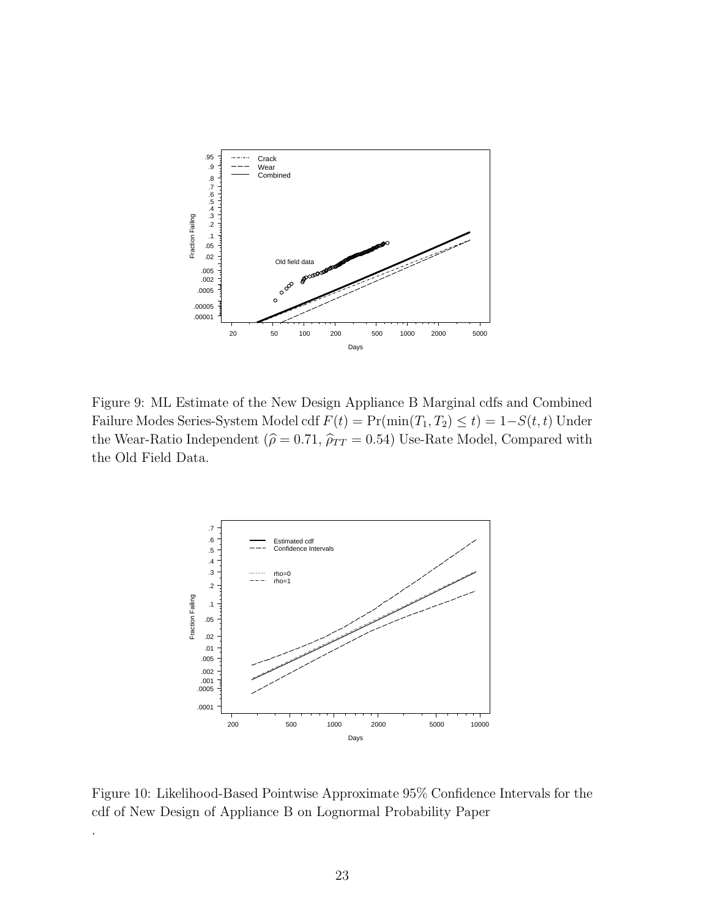Figure 9: ML Estimate of the New Design Appliance B Marginal cdfs and Combined Failure Modes Series-System Model cdf $F(t) = \Pr(\min(T_1, T_2) \leq t) = 1 - S(t,t)$ Under the Wear-Ratio Independent ($\widehat{\rho} = 0.71$, $\widehat{\rho}_{TT} = 0.54$) Use-Rate Model, Compared with the Old Field Data.

Figure 10: Likelihood-Based Pointwise Approximate 95% Confidence Intervals for the cdf of New Design of Appliance B on Lognormal Probability Paper

.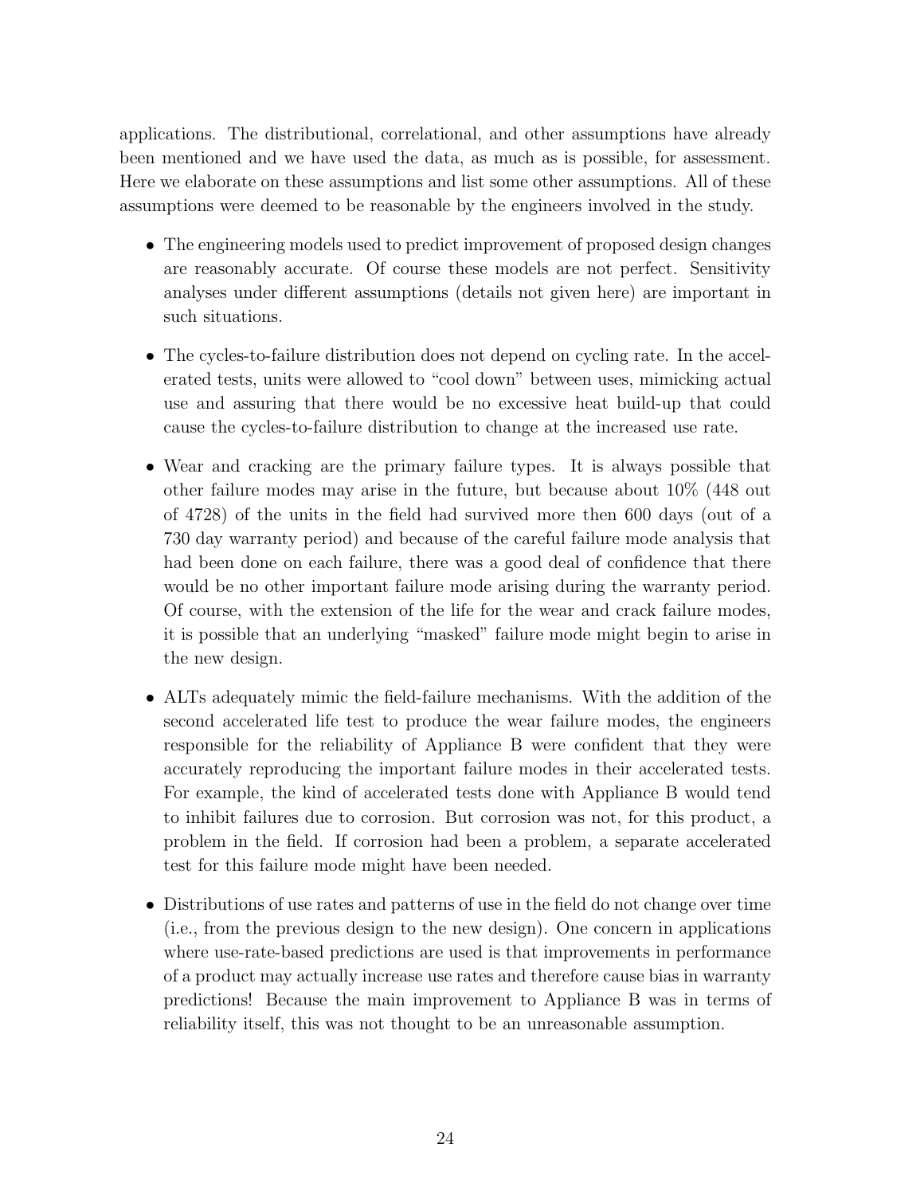applications. The distributional, correlational, and other assumptions have already been mentioned and we have used the data, as much as is possible, for assessment. Here we elaborate on these assumptions and list some other assumptions. All of these assumptions were deemed to be reasonable by the engineers involved in the study.

- The engineering models used to predict improvement of proposed design changes are reasonably accurate. Of course these models are not perfect. Sensitivity analyses under different assumptions (details not given here) are important in such situations.

- The cycles-to-failure distribution does not depend on cycling rate. In the accelerated tests, units were allowed to "cool down" between uses, mimicking actual use and assuring that there would be no excessive heat build-up that could cause the cycles-to-failure distribution to change at the increased use rate.

- Wear and cracking are the primary failure types. It is always possible that other failure modes may arise in the future, but because about 10% (448 out of 4728) of the units in the field had survived more then 600 days (out of a 730 day warranty period) and because of the careful failure mode analysis that had been done on each failure, there was a good deal of confidence that there would be no other important failure mode arising during the warranty period. Of course, with the extension of the life for the wear and crack failure modes, it is possible that an underlying "masked" failure mode might begin to arise in the new design.

- ALTs adequately mimic the field-failure mechanisms. With the addition of the second accelerated life test to produce the wear failure modes, the engineers responsible for the reliability of Appliance B were confident that they were accurately reproducing the important failure modes in their accelerated tests. For example, the kind of accelerated tests done with Appliance B would tend to inhibit failures due to corrosion. But corrosion was not, for this product, a problem in the field. If corrosion had been a problem, a separate accelerated test for this failure mode might have been needed.

- Distributions of use rates and patterns of use in the field do not change over time (i.e., from the previous design to the new design). One concern in applications where use-rate-based predictions are used is that improvements in performance of a product may actually increase use rates and therefore cause bias in warranty predictions! Because the main improvement to Appliance B was in terms of reliability itself, this was not thought to be an unreasonable assumption.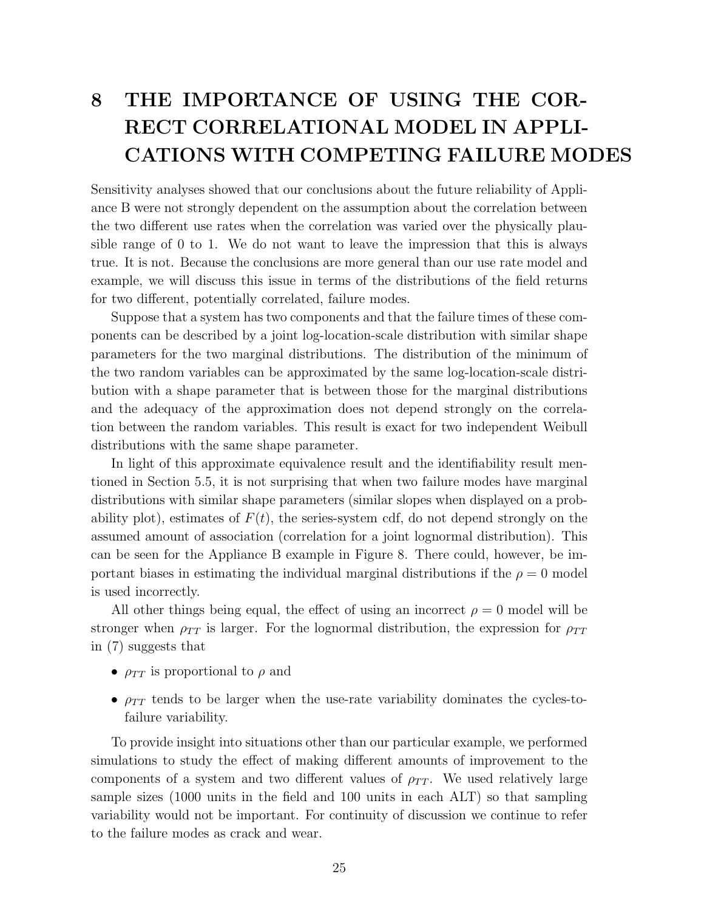# 8 THE IMPORTANCE OF USING THE CORRECT CORRELATIONAL MODEL IN APPLICATIONS WITH COMPETING FAILURE MODES

Sensitivity analyses showed that our conclusions about the future reliability of Appliance B were not strongly dependent on the assumption about the correlation between the two different use rates when the correlation was varied over the physically plausible range of 0 to 1. We do not want to leave the impression that this is always true. It is not. Because the conclusions are more general than our use rate model and example, we will discuss this issue in terms of the distributions of the field returns for two different, potentially correlated, failure modes.

Suppose that a system has two components and that the failure times of these components can be described by a joint log-location-scale distribution with similar shape parameters for the two marginal distributions. The distribution of the minimum of the two random variables can be approximated by the same log-location-scale distribution with a shape parameter that is between those for the marginal distributions and the adequacy of the approximation does not depend strongly on the correlation between the random variables. This result is exact for two independent Weibull distributions with the same shape parameter.

In light of this approximate equivalence result and the identifiability result mentioned in Section 5.5, it is not surprising that when two failure modes have marginal distributions with similar shape parameters (similar slopes when displayed on a probability plot), estimates of $F(t)$, the series-system cdf, do not depend strongly on the assumed amount of association (correlation for a joint lognormal distribution). This can be seen for the Appliance B example in Figure 8. There could, however, be important biases in estimating the individual marginal distributions if the $\rho = 0$ model is used incorrectly.

All other things being equal, the effect of using an incorrect $\rho = 0$ model will be stronger when $\rho_{TT}$ is larger. For the lognormal distribution, the expression for $\rho_{TT}$ in (7) suggests that

- $\rho_{TT}$ is proportional to $\rho$ and
- $\rho_{TT}$ tends to be larger when the use-rate variability dominates the cycles-to-failure variability.

To provide insight into situations other than our particular example, we performed simulations to study the effect of making different amounts of improvement to the components of a system and two different values of $\rho_{TT}$. We used relatively large sample sizes (1000 units in the field and 100 units in each ALT) so that sampling variability would not be important. For continuity of discussion we continue to refer to the failure modes as crack and wear.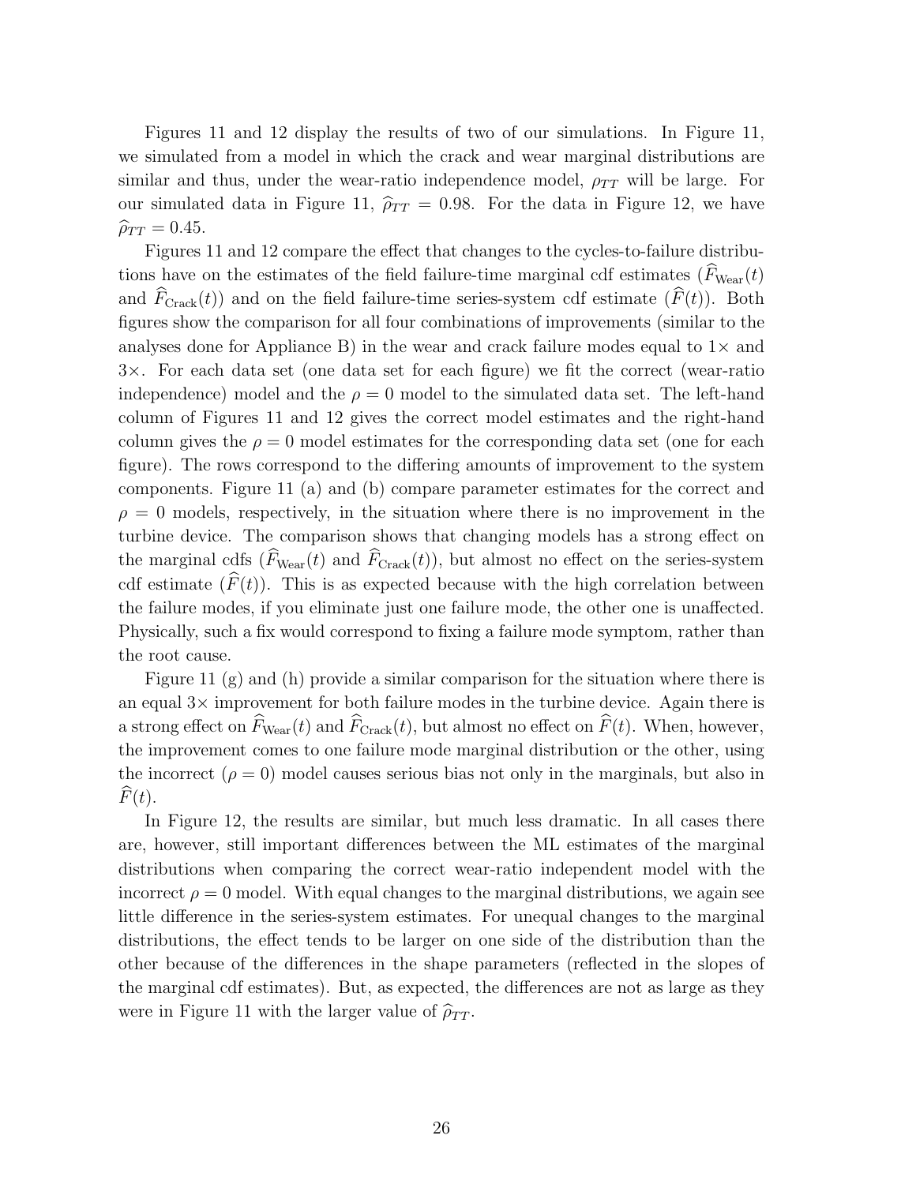Figures 11 and 12 display the results of two of our simulations. In Figure 11, we simulated from a model in which the crack and wear marginal distributions are similar and thus, under the wear-ratio independence model, $\rho_{TT}$ will be large. For our simulated data in Figure 11, $\widehat{\rho}_{TT} = 0.98$. For the data in Figure 12, we have $\widehat{\rho}_{TT} = 0.45$.

Figures 11 and 12 compare the effect that changes to the cycles-to-failure distributions have on the estimates of the field failure-time marginal cdf estimates ($\widehat{F}_{\text{Wear}}(t)$ and $\widehat{F}_{\text{Crack}}(t)$) and on the field failure-time series-system cdf estimate ($\widehat{F}(t)$). Both figures show the comparison for all four combinations of improvements (similar to the analyses done for Appliance B) in the wear and crack failure modes equal to $1\times$ and $3\times$. For each data set (one data set for each figure) we fit the correct (wear-ratio independence) model and the $\rho = 0$ model to the simulated data set. The left-hand column of Figures 11 and 12 gives the correct model estimates and the right-hand column gives the $\rho = 0$ model estimates for the corresponding data set (one for each figure). The rows correspond to the differing amounts of improvement to the system components. Figure 11 (a) and (b) compare parameter estimates for the correct and $\rho = 0$ models, respectively, in the situation where there is no improvement in the turbine device. The comparison shows that changing models has a strong effect on the marginal cdfs ($\widehat{F}_{\text{Wear}}(t)$ and $\widehat{F}_{\text{Crack}}(t)$), but almost no effect on the series-system cdf estimate ($\widehat{F}(t)$). This is as expected because with the high correlation between the failure modes, if you eliminate just one failure mode, the other one is unaffected. Physically, such a fix would correspond to fixing a failure mode symptom, rather than the root cause.

Figure 11 (g) and (h) provide a similar comparison for the situation where there is an equal $3\times$ improvement for both failure modes in the turbine device. Again there is a strong effect on $\widehat{F}_{\text{Wear}}(t)$ and $\widehat{F}_{\text{Crack}}(t)$, but almost no effect on $\widehat{F}(t)$. When, however, the improvement comes to one failure mode marginal distribution or the other, using the incorrect ($\rho = 0$) model causes serious bias not only in the marginals, but also in $\widehat{F}(t)$.

In Figure 12, the results are similar, but much less dramatic. In all cases there are, however, still important differences between the ML estimates of the marginal distributions when comparing the correct wear-ratio independent model with the incorrect $\rho = 0$ model. With equal changes to the marginal distributions, we again see little difference in the series-system estimates. For unequal changes to the marginal distributions, the effect tends to be larger on one side of the distribution than the other because of the differences in the shape parameters (reflected in the slopes of the marginal cdf estimates). But, as expected, the differences are not as large as they were in Figure 11 with the larger value of $\widehat{\rho}_{TT}$.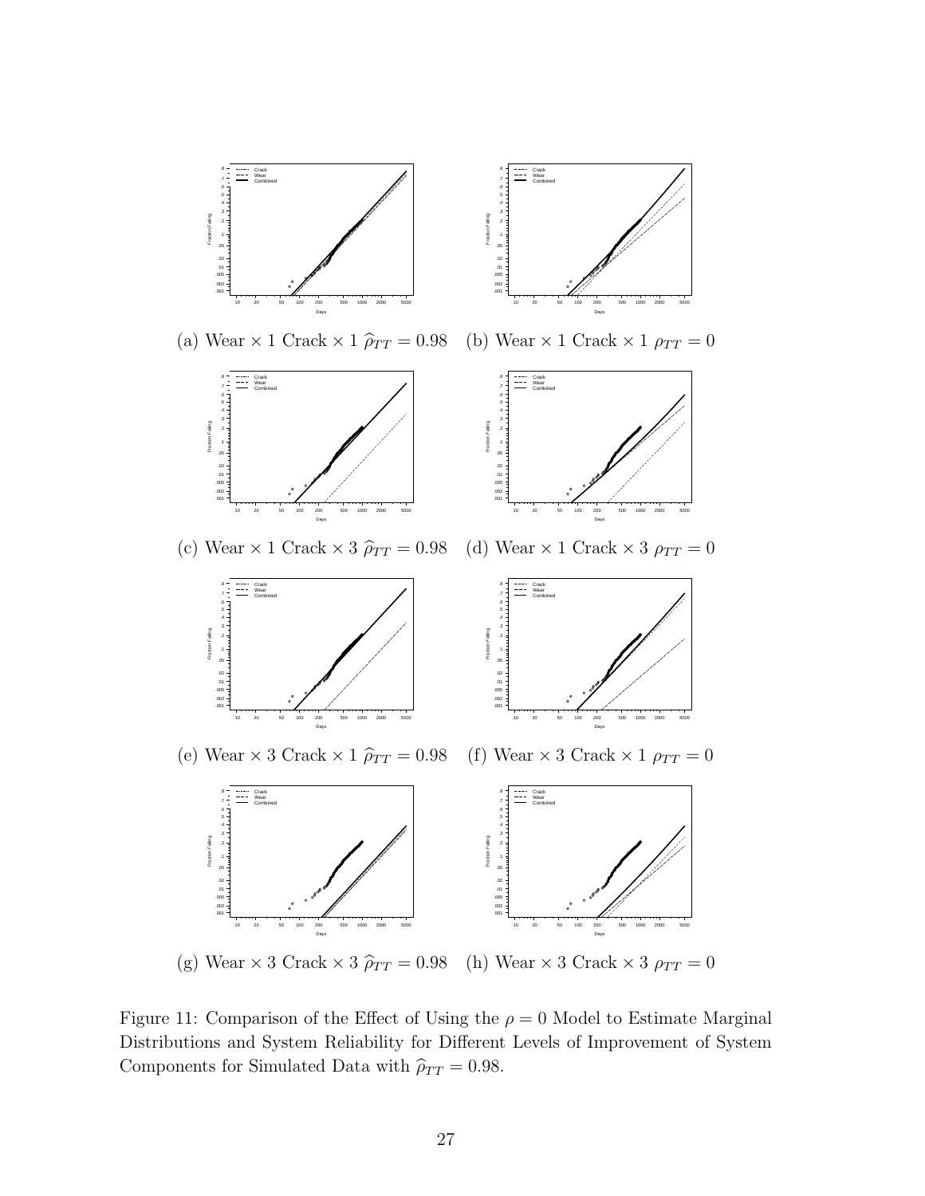(a) Wear × 1 Crack × 1 $\widehat{\rho}_{TT} = 0.98$

(b) Wear × 1 Crack × 1 $\rho_{TT} = 0$

(c) Wear × 1 Crack × 3 $\widehat{\rho}_{TT} = 0.98$

(d) Wear × 1 Crack × 3 $\rho_{TT} = 0$

(e) Wear × 3 Crack × 1 $\widehat{\rho}_{TT} = 0.98$

(f) Wear × 3 Crack × 1 $\rho_{TT} = 0$

(g) Wear × 3 Crack × 3 $\widehat{\rho}_{TT} = 0.98$

(h) Wear × 3 Crack × 3 $\rho_{TT} = 0$

Figure 11: Comparison of the Effect of Using the $\rho = 0$ Model to Estimate Marginal Distributions and System Reliability for Different Levels of Improvement of System Components for Simulated Data with $\widehat{\rho}_{TT} = 0.98$.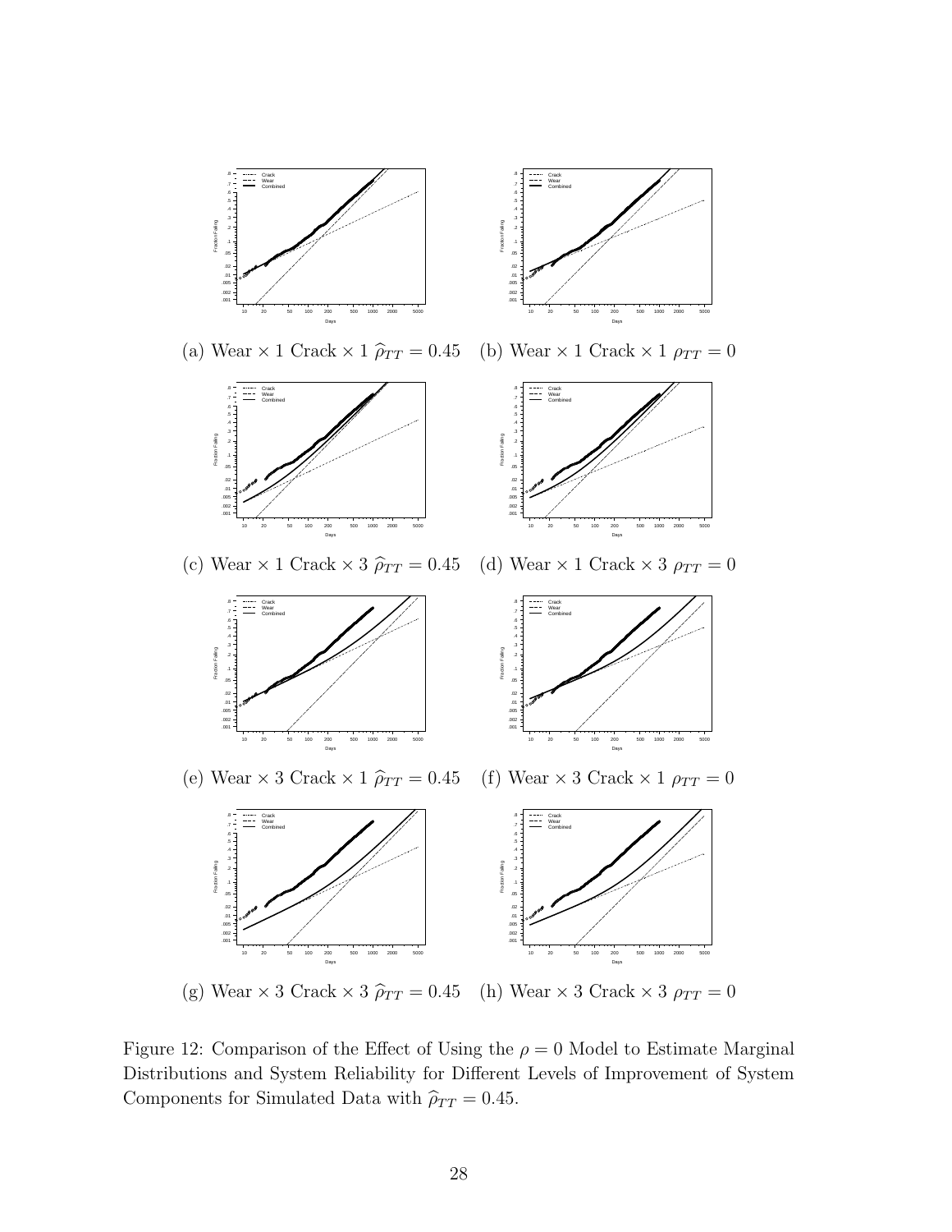(a) Wear × 1 Crack × 1 $\widehat{\rho}_{TT} = 0.45$ (b) Wear × 1 Crack × 1 $\rho_{TT} = 0$

(c) Wear × 1 Crack × 3 $\widehat{\rho}_{TT} = 0.45$ (d) Wear × 1 Crack × 3 $\rho_{TT} = 0$

(e) Wear × 3 Crack × 1 $\widehat{\rho}_{TT} = 0.45$ (f) Wear × 3 Crack × 1 $\rho_{TT} = 0$

(g) Wear × 3 Crack × 3 $\widehat{\rho}_{TT} = 0.45$ (h) Wear × 3 Crack × 3 $\rho_{TT} = 0$

Figure 12: Comparison of the Effect of Using the $\rho = 0$ Model to Estimate Marginal Distributions and System Reliability for Different Levels of Improvement of System Components for Simulated Data with $\widehat{\rho}_{TT} = 0.45$.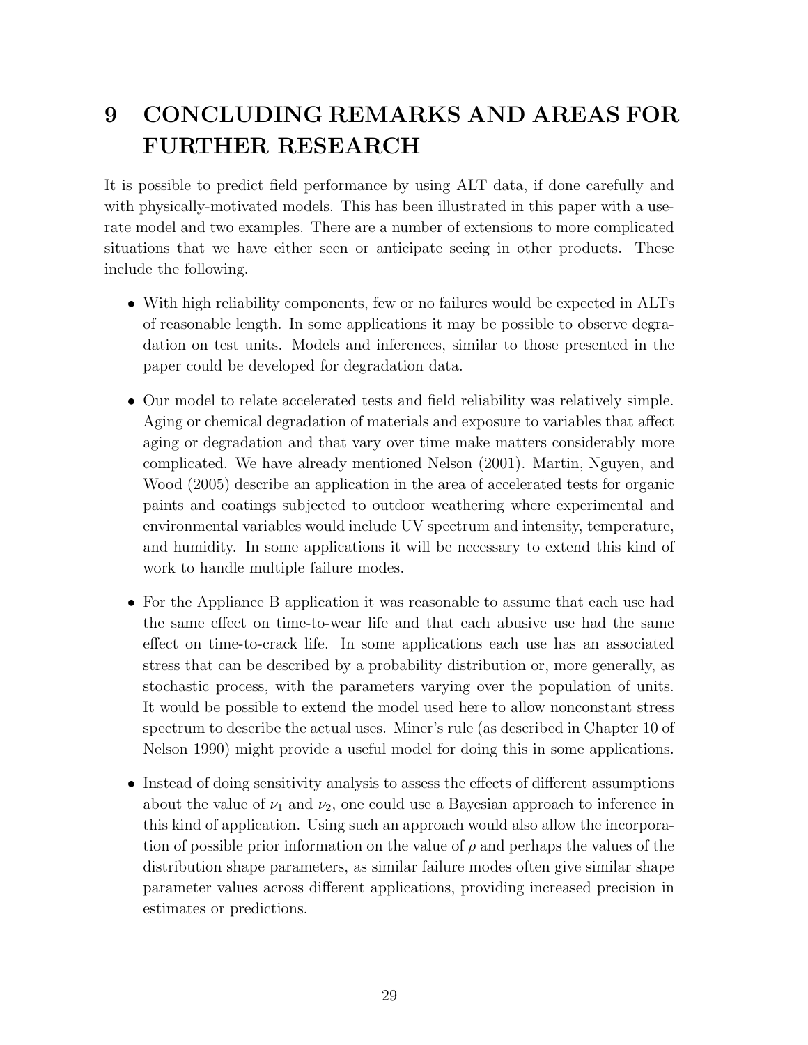# 9 CONCLUDING REMARKS AND AREAS FOR FURTHER RESEARCH

It is possible to predict field performance by using ALT data, if done carefully and with physically-motivated models. This has been illustrated in this paper with a use-rate model and two examples. There are a number of extensions to more complicated situations that we have either seen or anticipate seeing in other products. These include the following.

- With high reliability components, few or no failures would be expected in ALTs of reasonable length. In some applications it may be possible to observe degradation on test units. Models and inferences, similar to those presented in the paper could be developed for degradation data.

- Our model to relate accelerated tests and field reliability was relatively simple. Aging or chemical degradation of materials and exposure to variables that affect aging or degradation and that vary over time make matters considerably more complicated. We have already mentioned Nelson (2001). Martin, Nguyen, and Wood (2005) describe an application in the area of accelerated tests for organic paints and coatings subjected to outdoor weathering where experimental and environmental variables would include UV spectrum and intensity, temperature, and humidity. In some applications it will be necessary to extend this kind of work to handle multiple failure modes.

- For the Appliance B application it was reasonable to assume that each use had the same effect on time-to-wear life and that each abusive use had the same effect on time-to-crack life. In some applications each use has an associated stress that can be described by a probability distribution or, more generally, as stochastic process, with the parameters varying over the population of units. It would be possible to extend the model used here to allow nonconstant stress spectrum to describe the actual uses. Miner's rule (as described in Chapter 10 of Nelson 1990) might provide a useful model for doing this in some applications.

- Instead of doing sensitivity analysis to assess the effects of different assumptions about the value of $\nu_1$ and $\nu_2$, one could use a Bayesian approach to inference in this kind of application. Using such an approach would also allow the incorporation of possible prior information on the value of $\rho$ and perhaps the values of the distribution shape parameters, as similar failure modes often give similar shape parameter values across different applications, providing increased precision in estimates or predictions.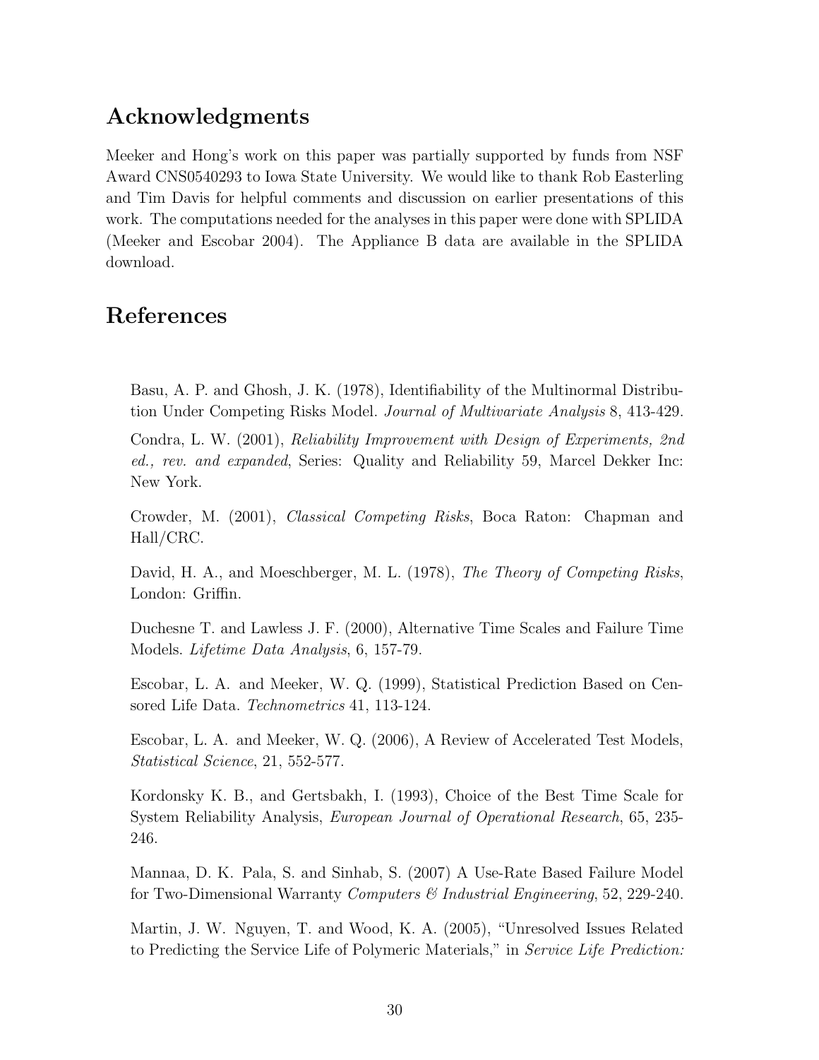## Acknowledgments

Meeker and Hong's work on this paper was partially supported by funds from NSF Award CNS0540293 to Iowa State University. We would like to thank Rob Easterling and Tim Davis for helpful comments and discussion on earlier presentations of this work. The computations needed for the analyses in this paper were done with SPLIDA (Meeker and Escobar 2004). The Appliance B data are available in the SPLIDA download.

## References

Basu, A. P. and Ghosh, J. K. (1978), Identifiability of the Multinormal Distribution Under Competing Risks Model. *Journal of Multivariate Analysis* 8, 413-429.

Condra, L. W. (2001), *Reliability Improvement with Design of Experiments, 2nd ed., rev. and expanded*, Series: Quality and Reliability 59, Marcel Dekker Inc: New York.

Crowder, M. (2001), *Classical Competing Risks*, Boca Raton: Chapman and Hall/CRC.

David, H. A., and Moeschberger, M. L. (1978), *The Theory of Competing Risks*, London: Griffin.

Duchesne T. and Lawless J. F. (2000), Alternative Time Scales and Failure Time Models. *Lifetime Data Analysis*, 6, 157-79.

Escobar, L. A. and Meeker, W. Q. (1999), Statistical Prediction Based on Censored Life Data. *Technometrics* 41, 113-124.

Escobar, L. A. and Meeker, W. Q. (2006), A Review of Accelerated Test Models, *Statistical Science*, 21, 552-577.

Kordonsky K. B., and Gertsbakh, I. (1993), Choice of the Best Time Scale for System Reliability Analysis, *European Journal of Operational Research*, 65, 235-246.

Mannaa, D. K. Pala, S. and Sinhab, S. (2007) A Use-Rate Based Failure Model for Two-Dimensional Warranty *Computers & Industrial Engineering*, 52, 229-240.

Martin, J. W. Nguyen, T. and Wood, K. A. (2005), "Unresolved Issues Related to Predicting the Service Life of Polymeric Materials," in *Service Life Prediction:*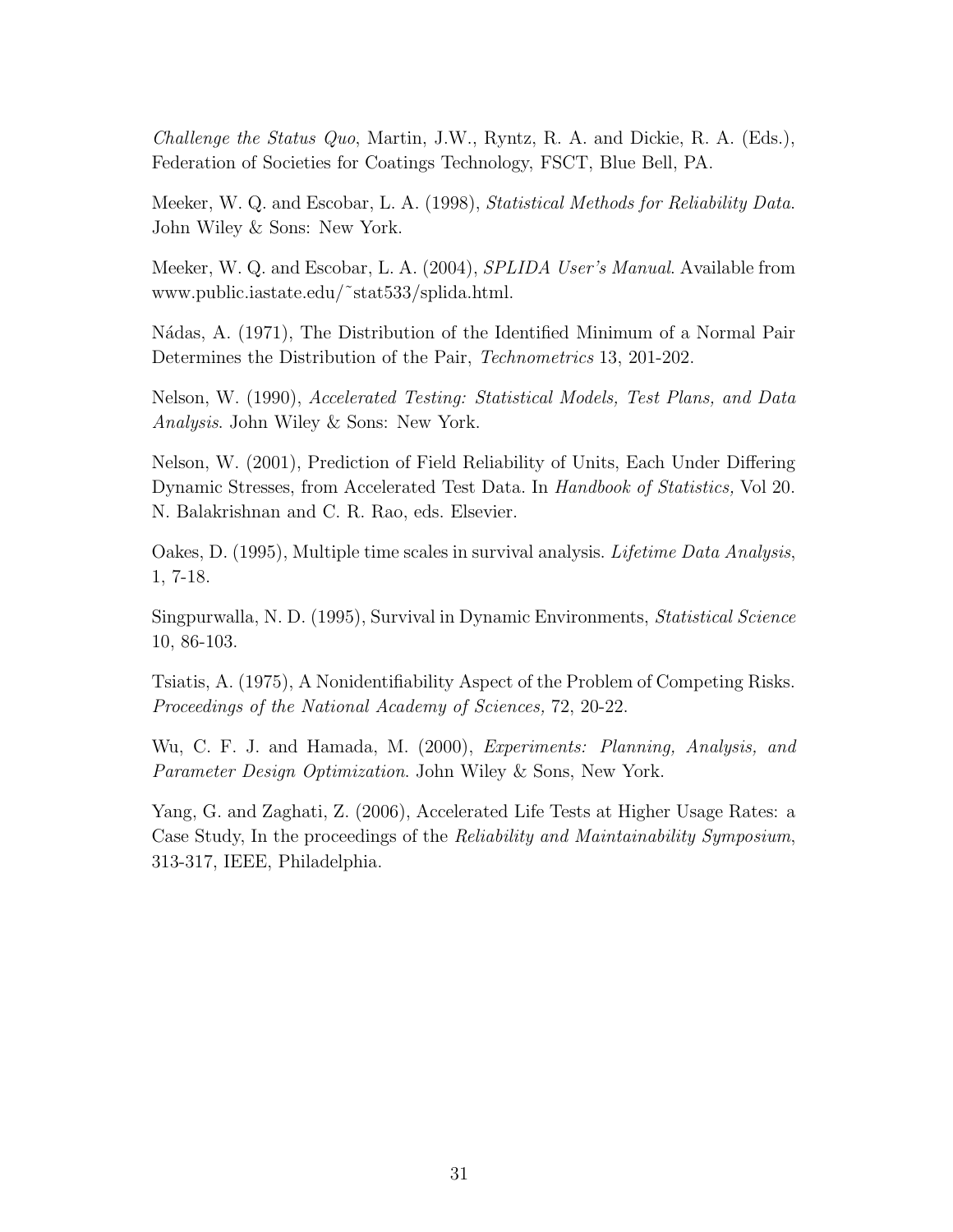*Challenge the Status Quo*, Martin, J.W., Ryntz, R. A. and Dickie, R. A. (Eds.), Federation of Societies for Coatings Technology, FSCT, Blue Bell, PA.

Meeker, W. Q. and Escobar, L. A. (1998), *Statistical Methods for Reliability Data*. John Wiley & Sons: New York.

Meeker, W. Q. and Escobar, L. A. (2004), *SPLIDA User's Manual*. Available from www.public.iastate.edu/˜stat533/splida.html.

Nádas, A. (1971), The Distribution of the Identified Minimum of a Normal Pair Determines the Distribution of the Pair, *Technometrics* 13, 201-202.

Nelson, W. (1990), *Accelerated Testing: Statistical Models, Test Plans, and Data Analysis*. John Wiley & Sons: New York.

Nelson, W. (2001), Prediction of Field Reliability of Units, Each Under Differing Dynamic Stresses, from Accelerated Test Data. In *Handbook of Statistics,* Vol 20. N. Balakrishnan and C. R. Rao, eds. Elsevier.

Oakes, D. (1995), Multiple time scales in survival analysis. *Lifetime Data Analysis*, 1, 7-18.

Singpurwalla, N. D. (1995), Survival in Dynamic Environments, *Statistical Science* 10, 86-103.

Tsiatis, A. (1975), A Nonidentifiability Aspect of the Problem of Competing Risks. *Proceedings of the National Academy of Sciences,* 72, 20-22.

Wu, C. F. J. and Hamada, M. (2000), *Experiments: Planning, Analysis, and Parameter Design Optimization*. John Wiley & Sons, New York.

Yang, G. and Zaghati, Z. (2006), Accelerated Life Tests at Higher Usage Rates: a Case Study, In the proceedings of the *Reliability and Maintainability Symposium*, 313-317, IEEE, Philadelphia.